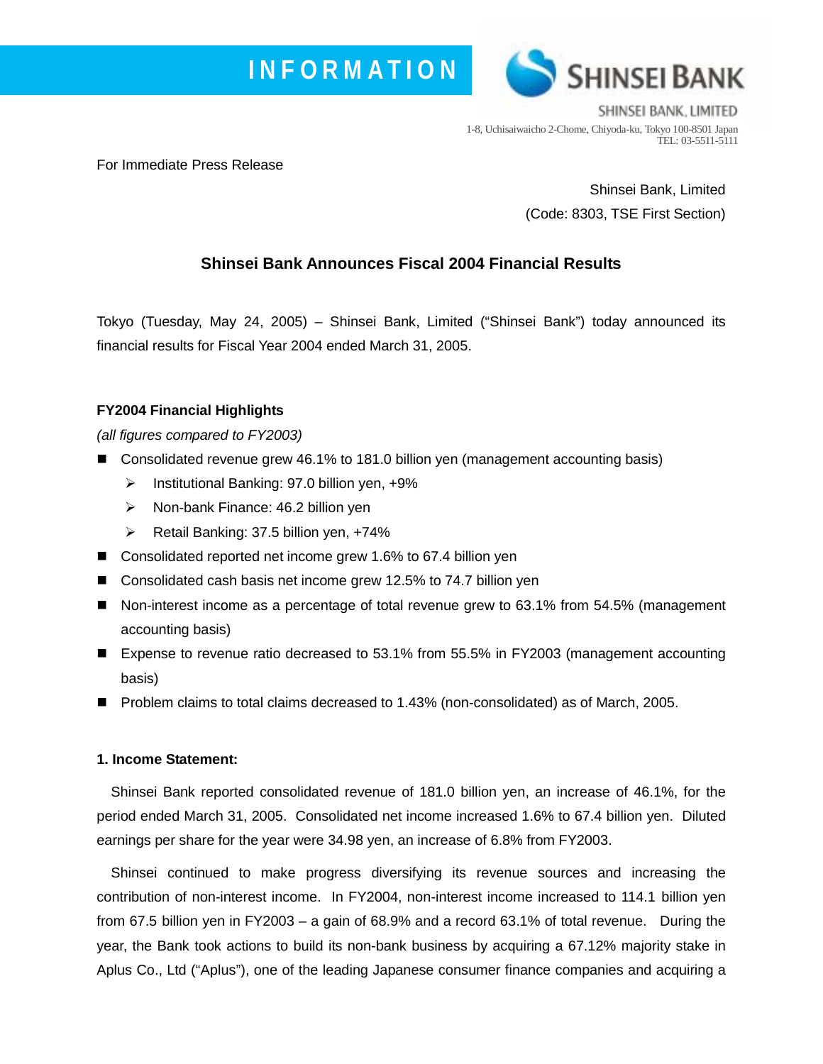INFORMATION

SHINSEI BANK

SHINSEI BANK, LIMITED
1-8, Uchisaiwaicho 2-Chome, Chiyoda-ku, Tokyo 100-8501 Japan
TEL: 03-5511-5111

For Immediate Press Release

Shinsei Bank, Limited
(Code: 8303, TSE First Section)

# Shinsei Bank Announces Fiscal 2004 Financial Results

Tokyo (Tuesday, May 24, 2005) – Shinsei Bank, Limited ("Shinsei Bank") today announced its financial results for Fiscal Year 2004 ended March 31, 2005.

## FY2004 Financial Highlights

*(all figures compared to FY2003)*

- Consolidated revenue grew 46.1% to 181.0 billion yen (management accounting basis)
  - Institutional Banking: 97.0 billion yen, +9%
  - Non-bank Finance: 46.2 billion yen
  - Retail Banking: 37.5 billion yen, +74%
- Consolidated reported net income grew 1.6% to 67.4 billion yen
- Consolidated cash basis net income grew 12.5% to 74.7 billion yen
- Non-interest income as a percentage of total revenue grew to 63.1% from 54.5% (management accounting basis)
- Expense to revenue ratio decreased to 53.1% from 55.5% in FY2003 (management accounting basis)
- Problem claims to total claims decreased to 1.43% (non-consolidated) as of March, 2005.

## 1. Income Statement:

Shinsei Bank reported consolidated revenue of 181.0 billion yen, an increase of 46.1%, for the period ended March 31, 2005. Consolidated net income increased 1.6% to 67.4 billion yen. Diluted earnings per share for the year were 34.98 yen, an increase of 6.8% from FY2003.

Shinsei continued to make progress diversifying its revenue sources and increasing the contribution of non-interest income. In FY2004, non-interest income increased to 114.1 billion yen from 67.5 billion yen in FY2003 – a gain of 68.9% and a record 63.1% of total revenue. During the year, the Bank took actions to build its non-bank business by acquiring a 67.12% majority stake in Aplus Co., Ltd ("Aplus"), one of the leading Japanese consumer finance companies and acquiring a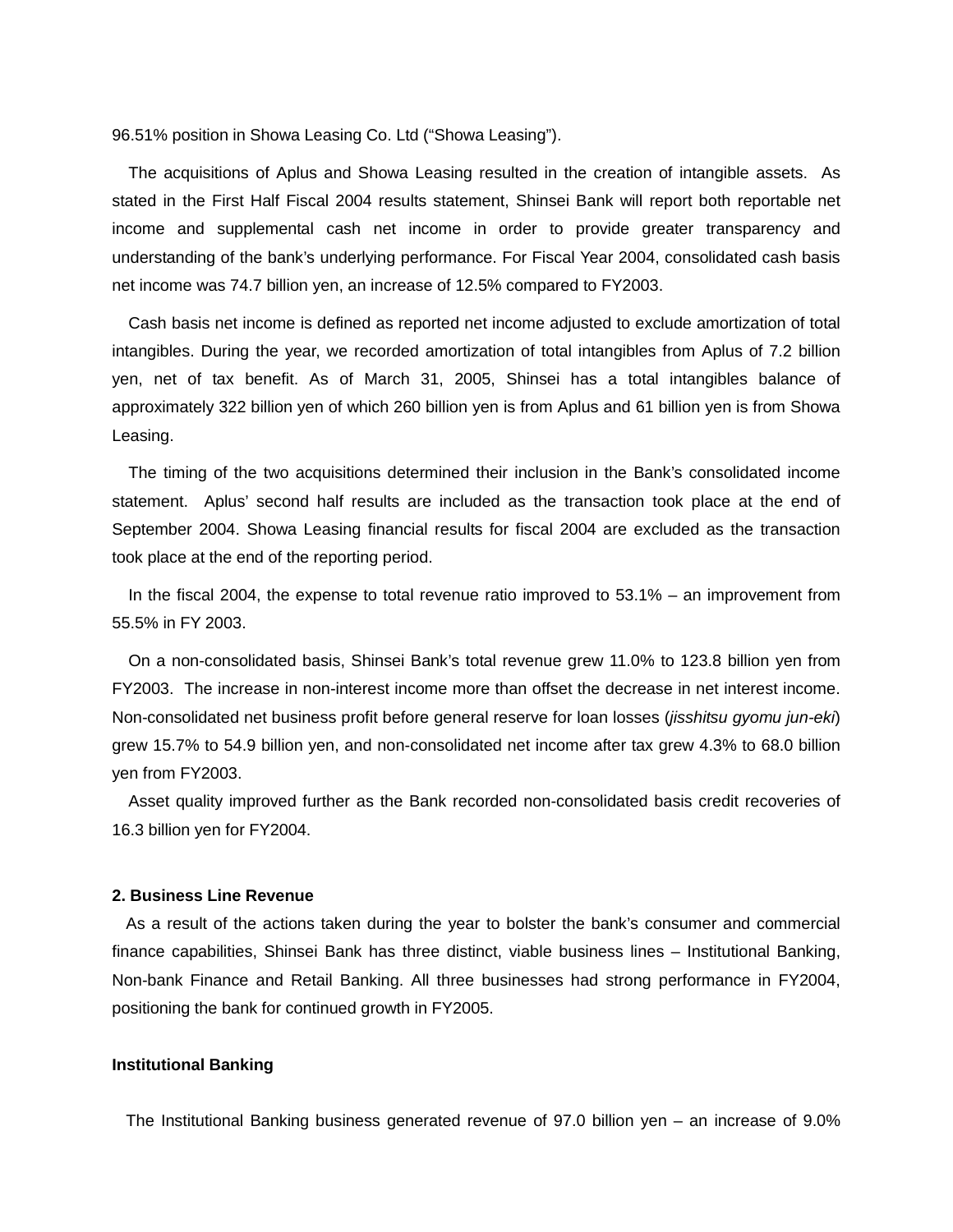96.51% position in Showa Leasing Co. Ltd (“Showa Leasing”).

The acquisitions of Aplus and Showa Leasing resulted in the creation of intangible assets. As stated in the First Half Fiscal 2004 results statement, Shinsei Bank will report both reportable net income and supplemental cash net income in order to provide greater transparency and understanding of the bank’s underlying performance. For Fiscal Year 2004, consolidated cash basis net income was 74.7 billion yen, an increase of 12.5% compared to FY2003.

Cash basis net income is defined as reported net income adjusted to exclude amortization of total intangibles. During the year, we recorded amortization of total intangibles from Aplus of 7.2 billion yen, net of tax benefit. As of March 31, 2005, Shinsei has a total intangibles balance of approximately 322 billion yen of which 260 billion yen is from Aplus and 61 billion yen is from Showa Leasing.

The timing of the two acquisitions determined their inclusion in the Bank’s consolidated income statement. Aplus’ second half results are included as the transaction took place at the end of September 2004. Showa Leasing financial results for fiscal 2004 are excluded as the transaction took place at the end of the reporting period.

In the fiscal 2004, the expense to total revenue ratio improved to 53.1% – an improvement from 55.5% in FY 2003.

On a non-consolidated basis, Shinsei Bank’s total revenue grew 11.0% to 123.8 billion yen from FY2003. The increase in non-interest income more than offset the decrease in net interest income. Non-consolidated net business profit before general reserve for loan losses (*jisshitsu gyomu jun-eki*) grew 15.7% to 54.9 billion yen, and non-consolidated net income after tax grew 4.3% to 68.0 billion yen from FY2003.

Asset quality improved further as the Bank recorded non-consolidated basis credit recoveries of 16.3 billion yen for FY2004.

**2. Business Line Revenue**

As a result of the actions taken during the year to bolster the bank’s consumer and commercial finance capabilities, Shinsei Bank has three distinct, viable business lines – Institutional Banking, Non-bank Finance and Retail Banking. All three businesses had strong performance in FY2004, positioning the bank for continued growth in FY2005.

**Institutional Banking**

The Institutional Banking business generated revenue of 97.0 billion yen – an increase of 9.0%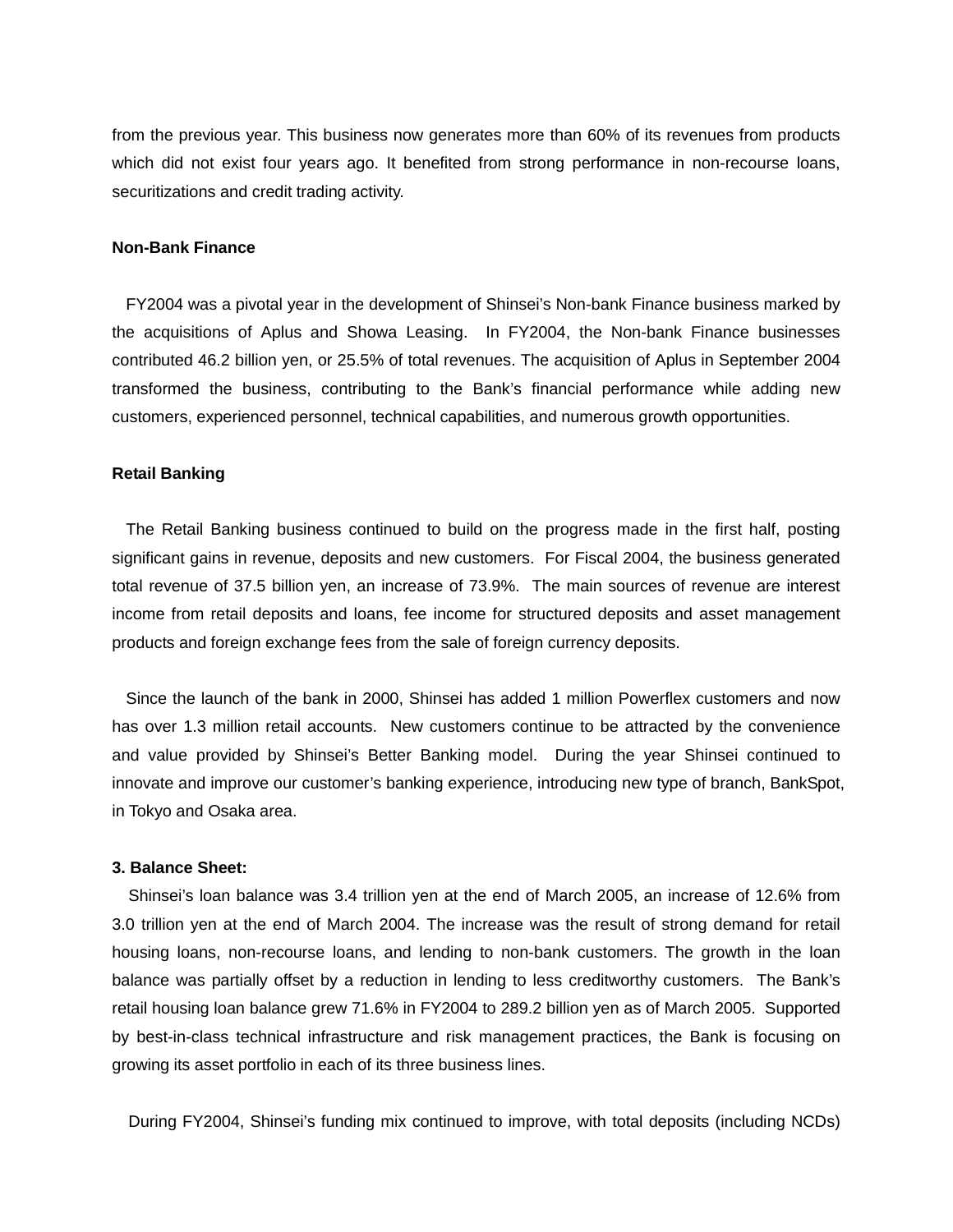from the previous year. This business now generates more than 60% of its revenues from products which did not exist four years ago. It benefited from strong performance in non-recourse loans, securitizations and credit trading activity.

**Non-Bank Finance**

FY2004 was a pivotal year in the development of Shinsei's Non-bank Finance business marked by the acquisitions of Aplus and Showa Leasing. In FY2004, the Non-bank Finance businesses contributed 46.2 billion yen, or 25.5% of total revenues. The acquisition of Aplus in September 2004 transformed the business, contributing to the Bank's financial performance while adding new customers, experienced personnel, technical capabilities, and numerous growth opportunities.

**Retail Banking**

The Retail Banking business continued to build on the progress made in the first half, posting significant gains in revenue, deposits and new customers. For Fiscal 2004, the business generated total revenue of 37.5 billion yen, an increase of 73.9%. The main sources of revenue are interest income from retail deposits and loans, fee income for structured deposits and asset management products and foreign exchange fees from the sale of foreign currency deposits.

Since the launch of the bank in 2000, Shinsei has added 1 million Powerflex customers and now has over 1.3 million retail accounts. New customers continue to be attracted by the convenience and value provided by Shinsei's Better Banking model. During the year Shinsei continued to innovate and improve our customer's banking experience, introducing new type of branch, BankSpot, in Tokyo and Osaka area.

**3. Balance Sheet:**

Shinsei's loan balance was 3.4 trillion yen at the end of March 2005, an increase of 12.6% from 3.0 trillion yen at the end of March 2004. The increase was the result of strong demand for retail housing loans, non-recourse loans, and lending to non-bank customers. The growth in the loan balance was partially offset by a reduction in lending to less creditworthy customers. The Bank's retail housing loan balance grew 71.6% in FY2004 to 289.2 billion yen as of March 2005. Supported by best-in-class technical infrastructure and risk management practices, the Bank is focusing on growing its asset portfolio in each of its three business lines.

During FY2004, Shinsei's funding mix continued to improve, with total deposits (including NCDs)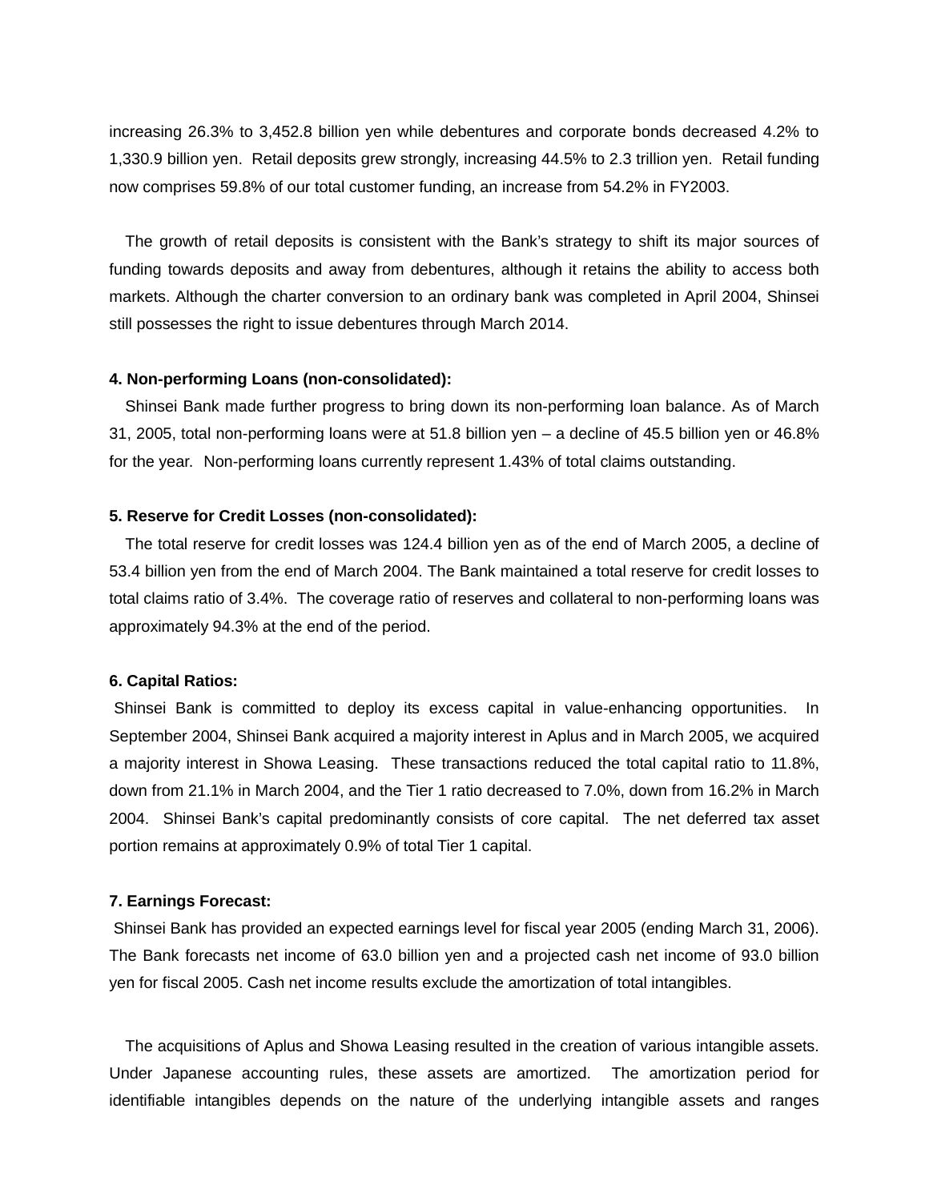increasing 26.3% to 3,452.8 billion yen while debentures and corporate bonds decreased 4.2% to 1,330.9 billion yen. Retail deposits grew strongly, increasing 44.5% to 2.3 trillion yen. Retail funding now comprises 59.8% of our total customer funding, an increase from 54.2% in FY2003.

The growth of retail deposits is consistent with the Bank's strategy to shift its major sources of funding towards deposits and away from debentures, although it retains the ability to access both markets. Although the charter conversion to an ordinary bank was completed in April 2004, Shinsei still possesses the right to issue debentures through March 2014.

**4. Non-performing Loans (non-consolidated):**

Shinsei Bank made further progress to bring down its non-performing loan balance. As of March 31, 2005, total non-performing loans were at 51.8 billion yen – a decline of 45.5 billion yen or 46.8% for the year. Non-performing loans currently represent 1.43% of total claims outstanding.

**5. Reserve for Credit Losses (non-consolidated):**

The total reserve for credit losses was 124.4 billion yen as of the end of March 2005, a decline of 53.4 billion yen from the end of March 2004. The Bank maintained a total reserve for credit losses to total claims ratio of 3.4%. The coverage ratio of reserves and collateral to non-performing loans was approximately 94.3% at the end of the period.

**6. Capital Ratios:**

Shinsei Bank is committed to deploy its excess capital in value-enhancing opportunities. In September 2004, Shinsei Bank acquired a majority interest in Aplus and in March 2005, we acquired a majority interest in Showa Leasing. These transactions reduced the total capital ratio to 11.8%, down from 21.1% in March 2004, and the Tier 1 ratio decreased to 7.0%, down from 16.2% in March 2004. Shinsei Bank's capital predominantly consists of core capital. The net deferred tax asset portion remains at approximately 0.9% of total Tier 1 capital.

**7. Earnings Forecast:**

Shinsei Bank has provided an expected earnings level for fiscal year 2005 (ending March 31, 2006). The Bank forecasts net income of 63.0 billion yen and a projected cash net income of 93.0 billion yen for fiscal 2005. Cash net income results exclude the amortization of total intangibles.

The acquisitions of Aplus and Showa Leasing resulted in the creation of various intangible assets. Under Japanese accounting rules, these assets are amortized. The amortization period for identifiable intangibles depends on the nature of the underlying intangible assets and ranges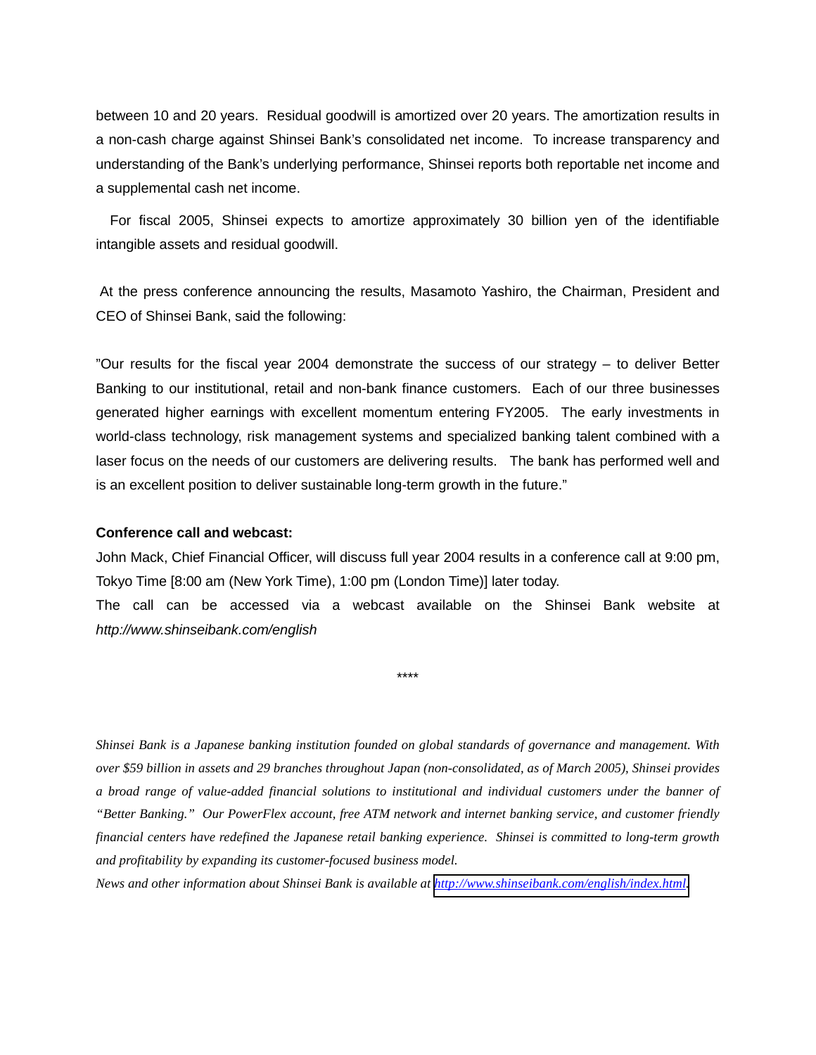between 10 and 20 years. Residual goodwill is amortized over 20 years. The amortization results in a non-cash charge against Shinsei Bank's consolidated net income. To increase transparency and understanding of the Bank's underlying performance, Shinsei reports both reportable net income and a supplemental cash net income.

For fiscal 2005, Shinsei expects to amortize approximately 30 billion yen of the identifiable intangible assets and residual goodwill.

At the press conference announcing the results, Masamoto Yashiro, the Chairman, President and CEO of Shinsei Bank, said the following:

"Our results for the fiscal year 2004 demonstrate the success of our strategy – to deliver Better Banking to our institutional, retail and non-bank finance customers. Each of our three businesses generated higher earnings with excellent momentum entering FY2005. The early investments in world-class technology, risk management systems and specialized banking talent combined with a laser focus on the needs of our customers are delivering results. The bank has performed well and is an excellent position to deliver sustainable long-term growth in the future."

**Conference call and webcast:**

John Mack, Chief Financial Officer, will discuss full year 2004 results in a conference call at 9:00 pm, Tokyo Time [8:00 am (New York Time), 1:00 pm (London Time)] later today.

The call can be accessed via a webcast available on the Shinsei Bank website at *http://www.shinseibank.com/english*

****

*Shinsei Bank is a Japanese banking institution founded on global standards of governance and management. With over $59 billion in assets and 29 branches throughout Japan (non-consolidated, as of March 2005), Shinsei provides a broad range of value-added financial solutions to institutional and individual customers under the banner of "Better Banking." Our PowerFlex account, free ATM network and internet banking service, and customer friendly financial centers have redefined the Japanese retail banking experience. Shinsei is committed to long-term growth and profitability by expanding its customer-focused business model.*

*News and other information about Shinsei Bank is available at http://www.shinseibank.com/english/index.html.*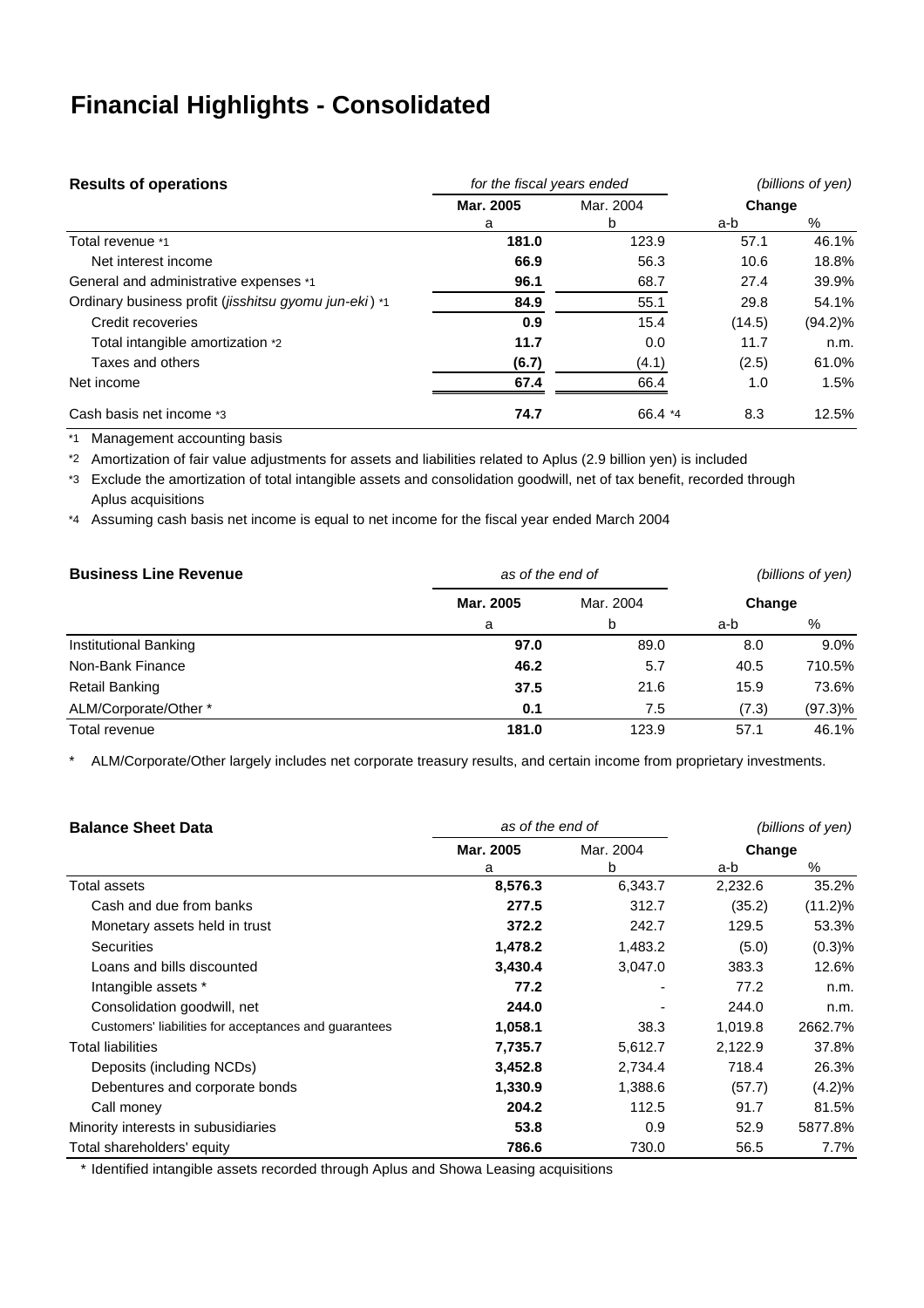# Financial Highlights - Consolidated

| Results of operations | *for the fiscal years ended* | | *(billions of yen)* | |
|---|---|---|---|---|
| | **Mar. 2005** | Mar. 2004 | **Change** | |
| | a | b | a-b | % |
| Total revenue *1 | **181.0** | 123.9 | 57.1 | 46.1% |
| Net interest income | **66.9** | 56.3 | 10.6 | 18.8% |
| General and administrative expenses *1 | **96.1** | 68.7 | 27.4 | 39.9% |
| Ordinary business profit (*jisshitsu gyomu jun-eki*) *1 | **84.9** | 55.1 | 29.8 | 54.1% |
| Credit recoveries | **0.9** | 15.4 | (14.5) | (94.2)% |
| Total intangible amortization *2 | **11.7** | 0.0 | 11.7 | n.m. |
| Taxes and others | **(6.7)** | (4.1) | (2.5) | 61.0% |
| Net income | **67.4** | 66.4 | 1.0 | 1.5% |
| Cash basis net income *3 | **74.7** | 66.4 *4 | 8.3 | 12.5% |

*1 Management accounting basis

*2 Amortization of fair value adjustments for assets and liabilities related to Aplus (2.9 billion yen) is included

*3 Exclude the amortization of total intangible assets and consolidation goodwill, net of tax benefit, recorded through Aplus acquisitions

*4 Assuming cash basis net income is equal to net income for the fiscal year ended March 2004

| Business Line Revenue | *as of the end of* | | *(billions of yen)* | |
|---|---|---|---|---|
| | **Mar. 2005** | Mar. 2004 | **Change** | |
| | a | b | a-b | % |
| Institutional Banking | **97.0** | 89.0 | 8.0 | 9.0% |
| Non-Bank Finance | **46.2** | 5.7 | 40.5 | 710.5% |
| Retail Banking | **37.5** | 21.6 | 15.9 | 73.6% |
| ALM/Corporate/Other * | **0.1** | 7.5 | (7.3) | (97.3)% |
| Total revenue | **181.0** | 123.9 | 57.1 | 46.1% |

\* ALM/Corporate/Other largely includes net corporate treasury results, and certain income from proprietary investments.

| Balance Sheet Data | *as of the end of* | | *(billions of yen)* | |
|---|---|---|---|---|
| | **Mar. 2005** | Mar. 2004 | **Change** | |
| | a | b | a-b | % |
| Total assets | **8,576.3** | 6,343.7 | 2,232.6 | 35.2% |
| Cash and due from banks | **277.5** | 312.7 | (35.2) | (11.2)% |
| Monetary assets held in trust | **372.2** | 242.7 | 129.5 | 53.3% |
| Securities | **1,478.2** | 1,483.2 | (5.0) | (0.3)% |
| Loans and bills discounted | **3,430.4** | 3,047.0 | 383.3 | 12.6% |
| Intangible assets * | **77.2** | - | 77.2 | n.m. |
| Consolidation goodwill, net | **244.0** | - | 244.0 | n.m. |
| Customers' liabilities for acceptances and guarantees | **1,058.1** | 38.3 | 1,019.8 | 2662.7% |
| Total liabilities | **7,735.7** | 5,612.7 | 2,122.9 | 37.8% |
| Deposits (including NCDs) | **3,452.8** | 2,734.4 | 718.4 | 26.3% |
| Debentures and corporate bonds | **1,330.9** | 1,388.6 | (57.7) | (4.2)% |
| Call money | **204.2** | 112.5 | 91.7 | 81.5% |
| Minority interests in subsidiaries | **53.8** | 0.9 | 52.9 | 5877.8% |
| Total shareholders' equity | **786.6** | 730.0 | 56.5 | 7.7% |

\* Identified intangible assets recorded through Aplus and Showa Leasing acquisitions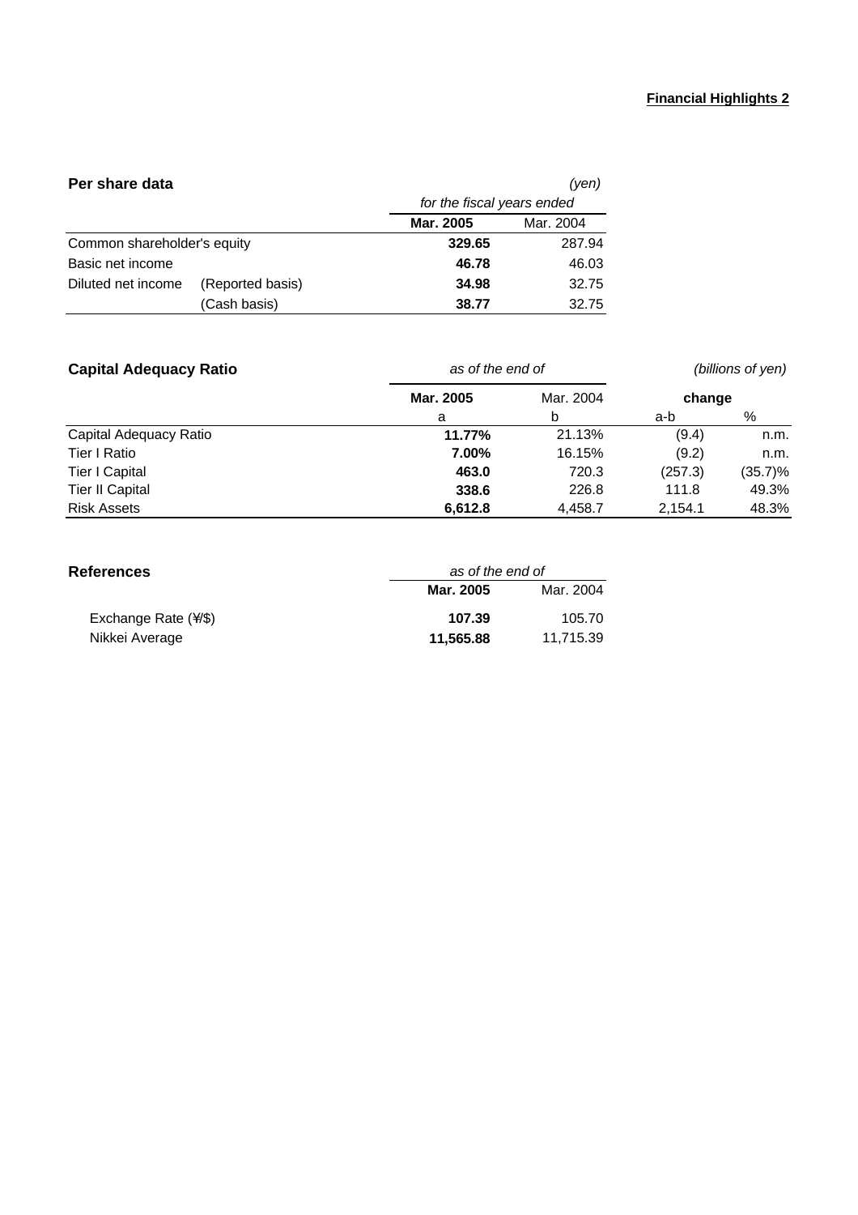**Financial Highlights 2**

### Per share data

*(yen)*

| | | *for the fiscal years ended* | |
|---|---|---|---|
| | | **Mar. 2005** | Mar. 2004 |
| Common shareholder's equity | | **329.65** | 287.94 |
| Basic net income | | **46.78** | 46.03 |
| Diluted net income | (Reported basis) | **34.98** | 32.75 |
| | (Cash basis) | **38.77** | 32.75 |

### Capital Adequacy Ratio

*(billions of yen)*

| | *as of the end of* | | change | |
|---|---|---|---|---|
| | **Mar. 2005** | Mar. 2004 | | |
| | a | b | a-b | % |
| Capital Adequacy Ratio | **11.77%** | 21.13% | (9.4) | n.m. |
| Tier I Ratio | **7.00%** | 16.15% | (9.2) | n.m. |
| Tier I Capital | **463.0** | 720.3 | (257.3) | (35.7)% |
| Tier II Capital | **338.6** | 226.8 | 111.8 | 49.3% |
| Risk Assets | **6,612.8** | 4,458.7 | 2,154.1 | 48.3% |

### References

| | *as of the end of* | |
|---|---|---|
| | **Mar. 2005** | Mar. 2004 |
| Exchange Rate (¥/$) | **107.39** | 105.70 |
| Nikkei Average | **11,565.88** | 11,715.39 |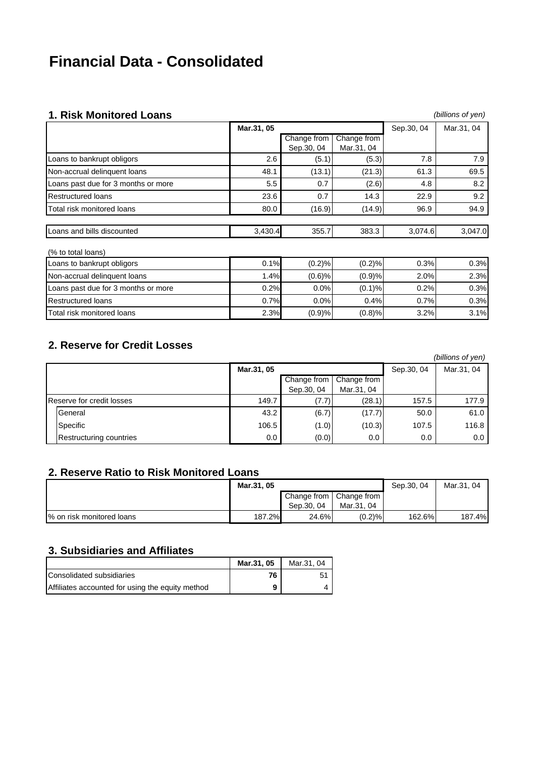# Financial Data - Consolidated

## 1. Risk Monitored Loans

*(billions of yen)*

| | **Mar.31, 05** | | | Sep.30, 04 | Mar.31, 04 |
|---|---|---|---|---|---|
| | | Change from Sep.30, 04 | Change from Mar.31, 04 | | |
| Loans to bankrupt obligors | 2.6 | (5.1) | (5.3) | 7.8 | 7.9 |
| Non-accrual delinquent loans | 48.1 | (13.1) | (21.3) | 61.3 | 69.5 |
| Loans past due for 3 months or more | 5.5 | 0.7 | (2.6) | 4.8 | 8.2 |
| Restructured loans | 23.6 | 0.7 | 14.3 | 22.9 | 9.2 |
| Total risk monitored loans | 80.0 | (16.9) | (14.9) | 96.9 | 94.9 |
| | | | | | |
| Loans and bills discounted | 3,430.4 | 355.7 | 383.3 | 3,074.6 | 3,047.0 |
| | | | | | |
| (% to total loans) | | | | | |
| Loans to bankrupt obligors | 0.1% | (0.2)% | (0.2)% | 0.3% | 0.3% |
| Non-accrual delinquent loans | 1.4% | (0.6)% | (0.9)% | 2.0% | 2.3% |
| Loans past due for 3 months or more | 0.2% | 0.0% | (0.1)% | 0.2% | 0.3% |
| Restructured loans | 0.7% | 0.0% | 0.4% | 0.7% | 0.3% |
| Total risk monitored loans | 2.3% | (0.9)% | (0.8)% | 3.2% | 3.1% |

## 2. Reserve for Credit Losses

*(billions of yen)*

| | **Mar.31, 05** | | | Sep.30, 04 | Mar.31, 04 |
|---|---|---|---|---|---|
| | | Change from Sep.30, 04 | Change from Mar.31, 04 | | |
| Reserve for credit losses | 149.7 | (7.7) | (28.1) | 157.5 | 177.9 |
| General | 43.2 | (6.7) | (17.7) | 50.0 | 61.0 |
| Specific | 106.5 | (1.0) | (10.3) | 107.5 | 116.8 |
| Restructuring countries | 0.0 | (0.0) | 0.0 | 0.0 | 0.0 |

## 2. Reserve Ratio to Risk Monitored Loans

| | **Mar.31, 05** | | | Sep.30, 04 | Mar.31, 04 |
|---|---|---|---|---|---|
| | | Change from Sep.30, 04 | Change from Mar.31, 04 | | |
| % on risk monitored loans | 187.2% | 24.6% | (0.2)% | 162.6% | 187.4% |

## 3. Subsidiaries and Affiliates

| | **Mar.31, 05** | Mar.31, 04 |
|---|---|---|
| Consolidated subsidiaries | **76** | 51 |
| Affiliates accounted for using the equity method | **9** | 4 |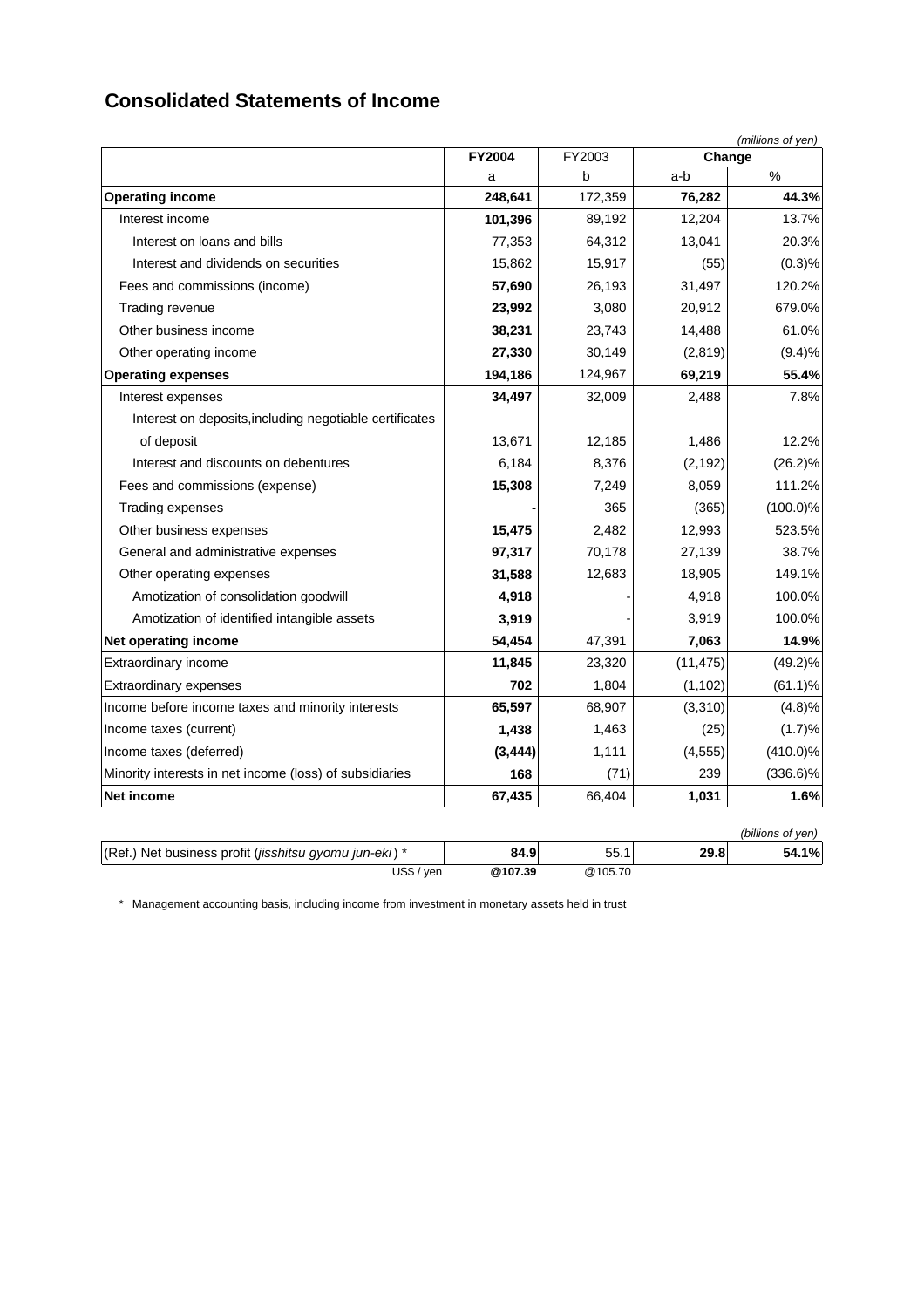# Consolidated Statements of Income

*(millions of yen)*

| | FY2004 | FY2003 | Change | |
|---|---|---|---|---|
| | a | b | a-b | % |
| **Operating income** | **248,641** | 172,359 | **76,282** | **44.3%** |
| Interest income | **101,396** | 89,192 | 12,204 | 13.7% |
| Interest on loans and bills | 77,353 | 64,312 | 13,041 | 20.3% |
| Interest and dividends on securities | 15,862 | 15,917 | (55) | (0.3)% |
| Fees and commissions (income) | **57,690** | 26,193 | 31,497 | 120.2% |
| Trading revenue | **23,992** | 3,080 | 20,912 | 679.0% |
| Other business income | **38,231** | 23,743 | 14,488 | 61.0% |
| Other operating income | **27,330** | 30,149 | (2,819) | (9.4)% |
| **Operating expenses** | **194,186** | 124,967 | **69,219** | **55.4%** |
| Interest expenses | **34,497** | 32,009 | 2,488 | 7.8% |
| Interest on deposits,including negotiable certificates of deposit | 13,671 | 12,185 | 1,486 | 12.2% |
| Interest and discounts on debentures | 6,184 | 8,376 | (2,192) | (26.2)% |
| Fees and commissions (expense) | **15,308** | 7,249 | 8,059 | 111.2% |
| Trading expenses | **-** | 365 | (365) | (100.0)% |
| Other business expenses | **15,475** | 2,482 | 12,993 | 523.5% |
| General and administrative expenses | **97,317** | 70,178 | 27,139 | 38.7% |
| Other operating expenses | **31,588** | 12,683 | 18,905 | 149.1% |
| Amotization of consolidation goodwill | **4,918** | - | 4,918 | 100.0% |
| Amotization of identified intangible assets | **3,919** | - | 3,919 | 100.0% |
| **Net operating income** | **54,454** | 47,391 | **7,063** | **14.9%** |
| Extraordinary income | **11,845** | 23,320 | (11,475) | (49.2)% |
| Extraordinary expenses | **702** | 1,804 | (1,102) | (61.1)% |
| Income before income taxes and minority interests | **65,597** | 68,907 | (3,310) | (4.8)% |
| Income taxes (current) | **1,438** | 1,463 | (25) | (1.7)% |
| Income taxes (deferred) | **(3,444)** | 1,111 | (4,555) | (410.0)% |
| Minority interests in net income (loss) of subsidiaries | **168** | (71) | 239 | (336.6)% |
| **Net income** | **67,435** | 66,404 | **1,031** | **1.6%** |

*(billions of yen)*

| | | | | |
|---|---|---|---|---|
| (Ref.) Net business profit (*jisshitsu gyomu jun-eki*) * | **84.9** | 55.1 | **29.8** | **54.1%** |
| US$ / yen | **@107.39** | @105.70 | | |

\* Management accounting basis, including income from investment in monetary assets held in trust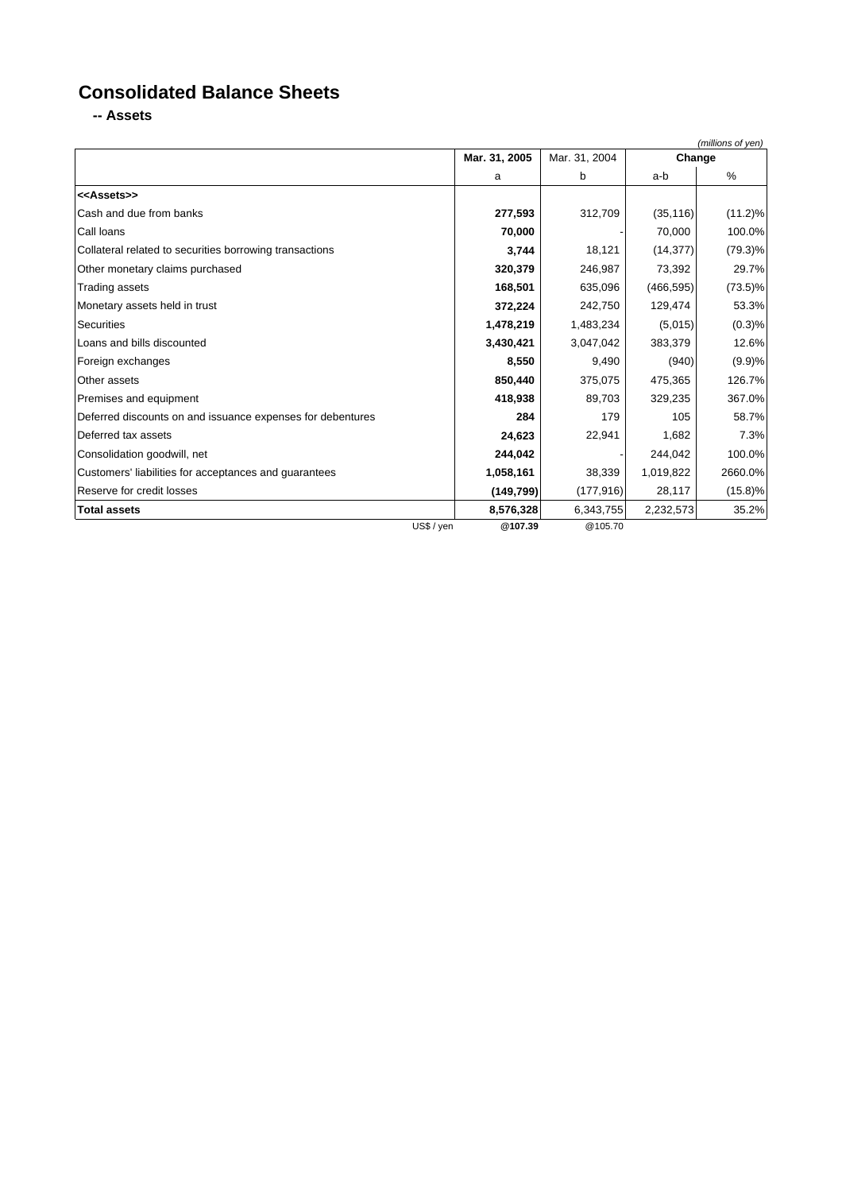# Consolidated Balance Sheets

## -- Assets

*(millions of yen)*

| | Mar. 31, 2005 | Mar. 31, 2004 | Change | |
|---|---|---|---|---|
| | a | b | a-b | % |
| **<<Assets>>** | | | | |
| Cash and due from banks | **277,593** | 312,709 | (35,116) | (11.2)% |
| Call loans | **70,000** | - | 70,000 | 100.0% |
| Collateral related to securities borrowing transactions | **3,744** | 18,121 | (14,377) | (79.3)% |
| Other monetary claims purchased | **320,379** | 246,987 | 73,392 | 29.7% |
| Trading assets | **168,501** | 635,096 | (466,595) | (73.5)% |
| Monetary assets held in trust | **372,224** | 242,750 | 129,474 | 53.3% |
| Securities | **1,478,219** | 1,483,234 | (5,015) | (0.3)% |
| Loans and bills discounted | **3,430,421** | 3,047,042 | 383,379 | 12.6% |
| Foreign exchanges | **8,550** | 9,490 | (940) | (9.9)% |
| Other assets | **850,440** | 375,075 | 475,365 | 126.7% |
| Premises and equipment | **418,938** | 89,703 | 329,235 | 367.0% |
| Deferred discounts on and issuance expenses for debentures | **284** | 179 | 105 | 58.7% |
| Deferred tax assets | **24,623** | 22,941 | 1,682 | 7.3% |
| Consolidation goodwill, net | **244,042** | - | 244,042 | 100.0% |
| Customers' liabilities for acceptances and guarantees | **1,058,161** | 38,339 | 1,019,822 | 2660.0% |
| Reserve for credit losses | **(149,799)** | (177,916) | 28,117 | (15.8)% |
| **Total assets** | **8,576,328** | 6,343,755 | 2,232,573 | 35.2% |
| US$ / yen | **@107.39** | @105.70 | | |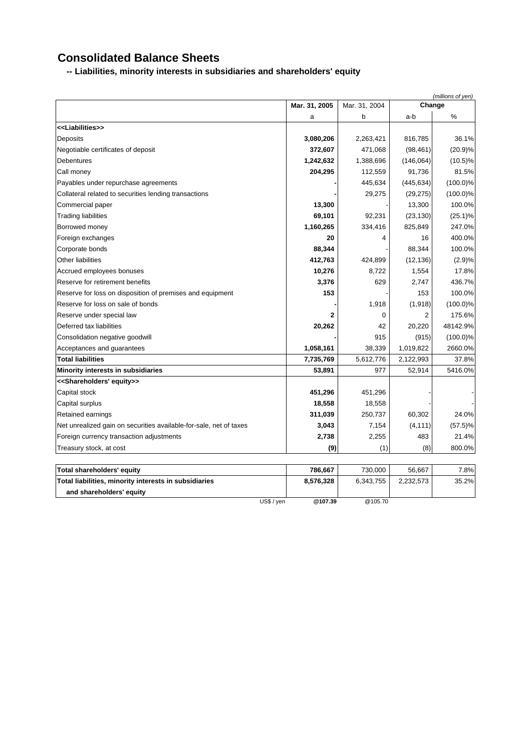# Consolidated Balance Sheets

## -- Liabilities, minority interests in subsidiaries and shareholders' equity

*(millions of yen)*

| | Mar. 31, 2005 | Mar. 31, 2004 | Change | |
|---|---|---|---|---|
| | a | b | a-b | % |
| <<Liabilities>> | | | | |
| Deposits | **3,080,206** | 2,263,421 | 816,785 | 36.1% |
| Negotiable certificates of deposit | **372,607** | 471,068 | (98,461) | (20.9)% |
| Debentures | **1,242,632** | 1,388,696 | (146,064) | (10.5)% |
| Call money | **204,295** | 112,559 | 91,736 | 81.5% |
| Payables under repurchase agreements | **-** | 445,634 | (445,634) | (100.0)% |
| Collateral related to securities lending transactions | **-** | 29,275 | (29,275) | (100.0)% |
| Commercial paper | **13,300** | - | 13,300 | 100.0% |
| Trading liabilities | **69,101** | 92,231 | (23,130) | (25.1)% |
| Borrowed money | **1,160,265** | 334,416 | 825,849 | 247.0% |
| Foreign exchanges | **20** | 4 | 16 | 400.0% |
| Corporate bonds | **88,344** | - | 88,344 | 100.0% |
| Other liabilities | **412,763** | 424,899 | (12,136) | (2.9)% |
| Accrued employees bonuses | **10,276** | 8,722 | 1,554 | 17.8% |
| Reserve for retirement benefits | **3,376** | 629 | 2,747 | 436.7% |
| Reserve for loss on disposition of premises and equipment | **153** | - | 153 | 100.0% |
| Reserve for loss on sale of bonds | **-** | 1,918 | (1,918) | (100.0)% |
| Reserve under special law | **2** | 0 | 2 | 175.6% |
| Deferred tax liabilities | **20,262** | 42 | 20,220 | 48142.9% |
| Consolidation negative goodwill | **-** | 915 | (915) | (100.0)% |
| Acceptances and guarantees | **1,058,161** | 38,339 | 1,019,822 | 2660.0% |
| **Total liabilities** | **7,735,769** | 5,612,776 | 2,122,993 | 37.8% |
| **Minority interests in subsidiaries** | **53,891** | 977 | 52,914 | 5416.0% |
| <<Shareholders' equity>> | | | | |
| Capital stock | **451,296** | 451,296 | - | - |
| Capital surplus | **18,558** | 18,558 | - | - |
| Retained earnings | **311,039** | 250,737 | 60,302 | 24.0% |
| Net unrealized gain on securities available-for-sale, net of taxes | **3,043** | 7,154 | (4,111) | (57.5)% |
| Foreign currency transaction adjustments | **2,738** | 2,255 | 483 | 21.4% |
| Treasury stock, at cost | **(9)** | (1) | (8) | 800.0% |
| **Total shareholders' equity** | **786,667** | 730,000 | 56,667 | 7.8% |
| **Total liabilities, minority interests in subsidiaries and shareholders' equity** | **8,576,328** | 6,343,755 | 2,232,573 | 35.2% |
| US$ / yen | **@107.39** | @105.70 | | |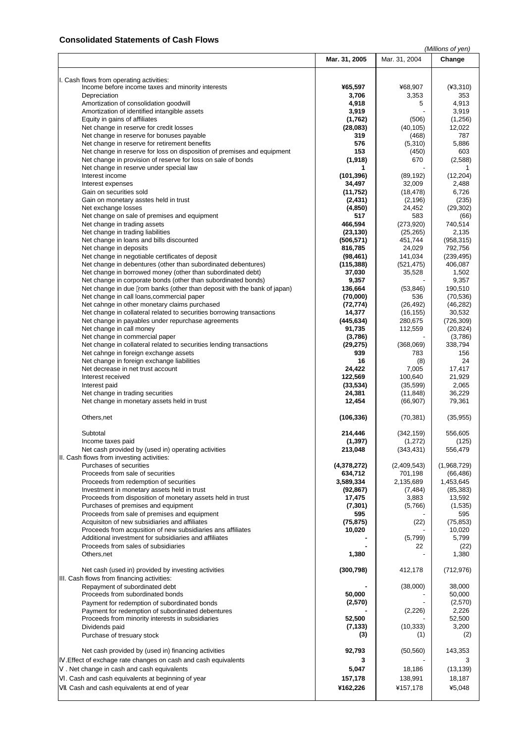## Consolidated Statements of Cash Flows

*(Millions of yen)*

| | Mar. 31, 2005 | Mar. 31, 2004 | Change |
|---|---|---|---|
| I. Cash flows from operating activities: | | | |
| Income before income taxes and minority interests | **¥65,597** | ¥68,907 | (¥3,310) |
| Depreciation | **3,706** | 3,353 | 353 |
| Amortization of consolidation goodwill | **4,918** | 5 | 4,913 |
| Amortization of identified intangible assets | **3,919** | - | 3,919 |
| Equity in gains of affiliates | **(1,762)** | (506) | (1,256) |
| Net change in reserve for credit losses | **(28,083)** | (40,105) | 12,022 |
| Net change in reserve for bonuses payable | **319** | (468) | 787 |
| Net change in reserve for retirement benefits | **576** | (5,310) | 5,886 |
| Net change in reserve for loss on disposition of premises and equipment | **153** | (450) | 603 |
| Net change in provision of reserve for loss on sale of bonds | **(1,918)** | 670 | (2,588) |
| Net change in reserve under special law | **1** | - | 1 |
| Interest income | **(101,396)** | (89,192) | (12,204) |
| Interest expenses | **34,497** | 32,009 | 2,488 |
| Gain on securities sold | **(11,752)** | (18,478) | 6,726 |
| Gain on monetary asstes held in trust | **(2,431)** | (2,196) | (235) |
| Net exchange losses | **(4,850)** | 24,452 | (29,302) |
| Net change on sale of premises and equipment | **517** | 583 | (66) |
| Net change in trading assets | **466,594** | (273,920) | 740,514 |
| Net change in trading liabilities | **(23,130)** | (25,265) | 2,135 |
| Net change in loans and bills discounted | **(506,571)** | 451,744 | (958,315) |
| Net change in deposits | **816,785** | 24,029 | 792,756 |
| Net change in negotiable certificates of deposit | **(98,461)** | 141,034 | (239,495) |
| Net change in debentures (other than subordinated debentures) | **(115,388)** | (521,475) | 406,087 |
| Net change in borrowed money (other than subordinated debt) | **37,030** | 35,528 | 1,502 |
| Net change in corporate bonds (other than subordinated bonds) | **9,357** | - | 9,357 |
| Net change in due [rom banks (other than deposit with the bank of japan) | **136,664** | (53,846) | 190,510 |
| Net change in call loans,commercial paper | **(70,000)** | 536 | (70,536) |
| Net cahnge in other monetary claims purchased | **(72,774)** | (26,492) | (46,282) |
| Net change in collateral related to securities borrowing transactions | **14,377** | (16,155) | 30,532 |
| Net change in payables under repurchase agreements | **(445,634)** | 280,675 | (726,309) |
| Net change in call money | **91,735** | 112,559 | (20,824) |
| Net change in commercial paper | **(3,786)** | - | (3,786) |
| Net change in collateral related to securities lending transactions | **(29,275)** | (368,069) | 338,794 |
| Net cahnge in foreign exchange assets | **939** | 783 | 156 |
| Net change in foreign exchange liabilities | **16** | (8) | 24 |
| Net decrease in net trust account | **24,422** | 7,005 | 17,417 |
| Interest received | **122,569** | 100,640 | 21,929 |
| Interest paid | **(33,534)** | (35,599) | 2,065 |
| Net change in trading securities | **24,381** | (11,848) | 36,229 |
| Net change in monetary assets held in trust | **12,454** | (66,907) | 79,361 |
| Others,net | **(106,336)** | (70,381) | (35,955) |
| Subtotal | **214,446** | (342,159) | 556,605 |
| Income taxes paid | **(1,397)** | (1,272) | (125) |
| Net cash provided by (used in) operating activities | **213,048** | (343,431) | 556,479 |
| II. Cash flows from investing activities: | | | |
| Purchases of securities | **(4,378,272)** | (2,409,543) | (1,968,729) |
| Proceeds from sale of securities | **634,712** | 701,198 | (66,486) |
| Proceeds from redemption of securities | **3,589,334** | 2,135,689 | 1,453,645 |
| Investment in monetary assets held in trust | **(92,867)** | (7,484) | (85,383) |
| Proceeds from disposition of monetary assets held in trust | **17,475** | 3,883 | 13,592 |
| Purchases of premises and equipment | **(7,301)** | (5,766) | (1,535) |
| Proceeds from sale of premises and equipment | **595** | - | 595 |
| Acquisiton of new subsidiaries and affiliates | **(75,875)** | (22) | (75,853) |
| Proceeds from acqusition of new subsidiaries ans affiliates | **10,020** | - | 10,020 |
| Additional investment for subsidiaries and affiliates | **-** | (5,799) | 5,799 |
| Proceeds from sales of subsidiaries | **-** | 22 | (22) |
| Others,net | **1,380** | - | 1,380 |
| Net cash (used in) provided by investing activities | **(300,798)** | 412,178 | (712,976) |
| III. Cash flows from financing activities: | | | |
| Repayment of subordinated debt | **-** | (38,000) | 38,000 |
| Proceeds from subordinated bonds | **50,000** | - | 50,000 |
| Payment for redemption of subordinated bonds | **(2,570)** | - | (2,570) |
| Payment for redemption of subordinated debentures | **-** | (2,226) | 2,226 |
| Proceeds from minority interests in subsidiaries | **52,500** | - | 52,500 |
| Dividends paid | **(7,133)** | (10,333) | 3,200 |
| Purchase of tresuary stock | **(3)** | (1) | (2) |
| Net cash provided by (used in) financing activities | **92,793** | (50,560) | 143,353 |
| IV.Effect of exchage rate changes on cash and cash equivalents | **3** | - | 3 |
| V . Net change in cash and cash equivalents | **5,047** | 18,186 | (13,139) |
| VI. Cash and cash equivalents at beginning of year | **157,178** | 138,991 | 18,187 |
| VII. Cash and cash equivalents at end of year | **¥162,226** | ¥157,178 | ¥5,048 |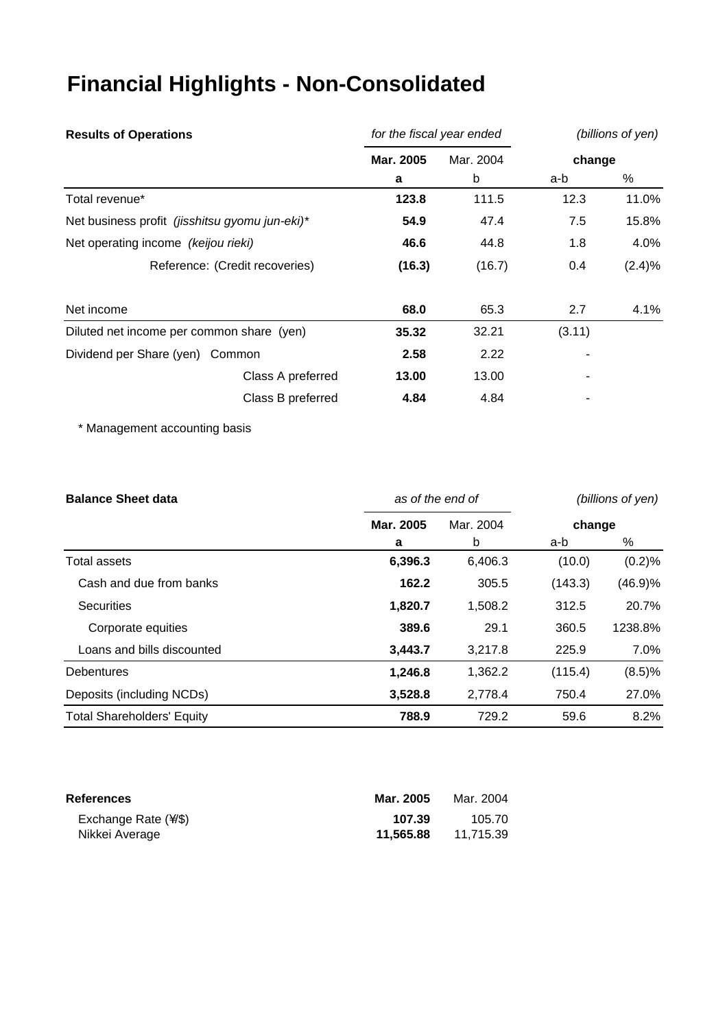# Financial Highlights - Non-Consolidated

| Results of Operations | for the fiscal year ended | | (billions of yen) | |
|---|---|---|---|---|
| | **Mar. 2005** | Mar. 2004 | change | |
| | **a** | b | a-b | % |
| Total revenue* | **123.8** | 111.5 | 12.3 | 11.0% |
| Net business profit *(jisshitsu gyomu jun-eki)** | **54.9** | 47.4 | 7.5 | 15.8% |
| Net operating income *(keijou rieki)* | **46.6** | 44.8 | 1.8 | 4.0% |
| Reference: (Credit recoveries) | **(16.3)** | (16.7) | 0.4 | (2.4)% |
| Net income | **68.0** | 65.3 | 2.7 | 4.1% |
| Diluted net income per common share (yen) | **35.32** | 32.21 | (3.11) | |
| Dividend per Share (yen) Common | **2.58** | 2.22 | - | |
| Class A preferred | **13.00** | 13.00 | - | |
| Class B preferred | **4.84** | 4.84 | - | |

\* Management accounting basis

| Balance Sheet data | as of the end of | | (billions of yen) | |
|---|---|---|---|---|
| | **Mar. 2005** | Mar. 2004 | change | |
| | **a** | b | a-b | % |
| Total assets | **6,396.3** | 6,406.3 | (10.0) | (0.2)% |
| Cash and due from banks | **162.2** | 305.5 | (143.3) | (46.9)% |
| Securities | **1,820.7** | 1,508.2 | 312.5 | 20.7% |
| Corporate equities | **389.6** | 29.1 | 360.5 | 1238.8% |
| Loans and bills discounted | **3,443.7** | 3,217.8 | 225.9 | 7.0% |
| Debentures | **1,246.8** | 1,362.2 | (115.4) | (8.5)% |
| Deposits (including NCDs) | **3,528.8** | 2,778.4 | 750.4 | 27.0% |
| Total Shareholders' Equity | **788.9** | 729.2 | 59.6 | 8.2% |

| References | **Mar. 2005** | Mar. 2004 |
|---|---|---|
| Exchange Rate (¥/$) | **107.39** | 105.70 |
| Nikkei Average | **11,565.88** | 11,715.39 |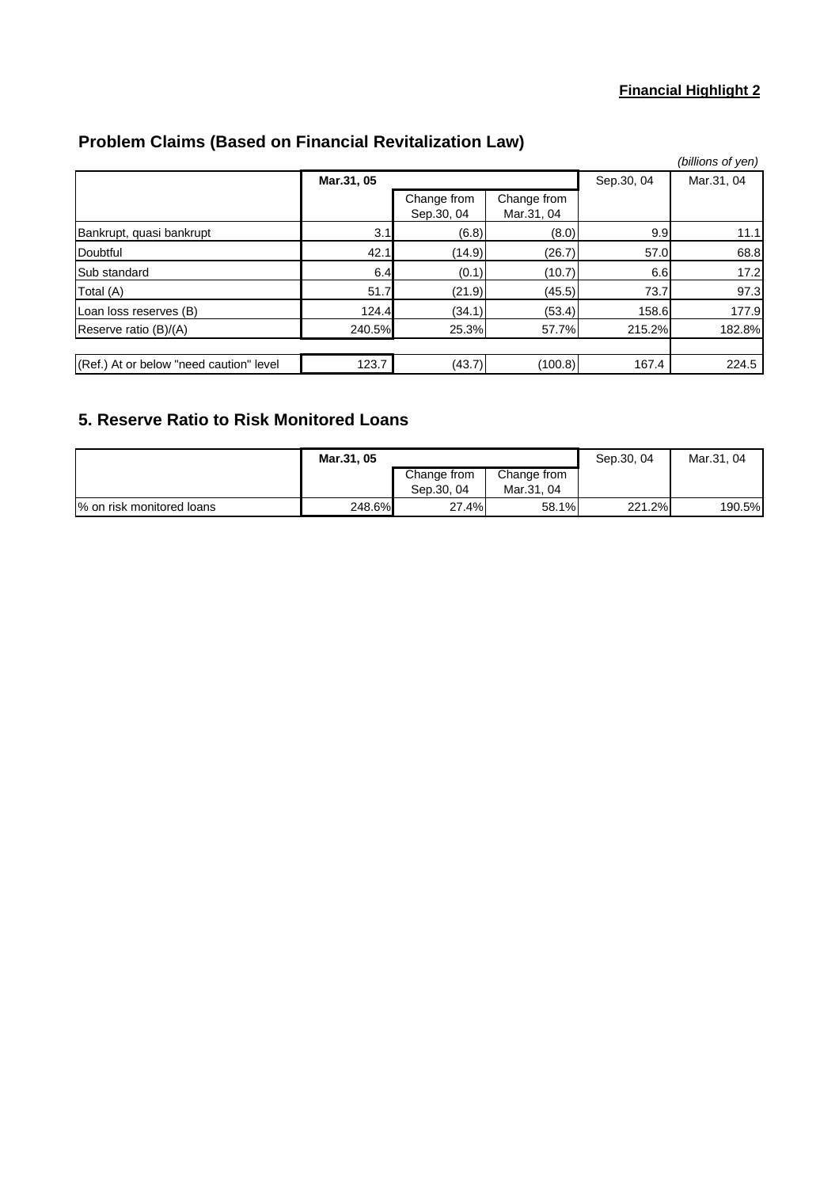**Financial Highlight 2**

## Problem Claims (Based on Financial Revitalization Law)

*(billions of yen)*

| | Mar.31, 05 | | | Sep.30, 04 | Mar.31, 04 |
|---|---|---|---|---|---|
| | | Change from Sep.30, 04 | Change from Mar.31, 04 | | |
| Bankrupt, quasi bankrupt | 3.1 | (6.8) | (8.0) | 9.9 | 11.1 |
| Doubtful | 42.1 | (14.9) | (26.7) | 57.0 | 68.8 |
| Sub standard | 6.4 | (0.1) | (10.7) | 6.6 | 17.2 |
| Total (A) | 51.7 | (21.9) | (45.5) | 73.7 | 97.3 |
| Loan loss reserves (B) | 124.4 | (34.1) | (53.4) | 158.6 | 177.9 |
| Reserve ratio (B)/(A) | 240.5% | 25.3% | 57.7% | 215.2% | 182.8% |
| | | | | | |
| (Ref.) At or below "need caution" level | 123.7 | (43.7) | (100.8) | 167.4 | 224.5 |

## 5. Reserve Ratio to Risk Monitored Loans

| | Mar.31, 05 | | | Sep.30, 04 | Mar.31, 04 |
|---|---|---|---|---|---|
| | | Change from Sep.30, 04 | Change from Mar.31, 04 | | |
| % on risk monitored loans | 248.6% | 27.4% | 58.1% | 221.2% | 190.5% |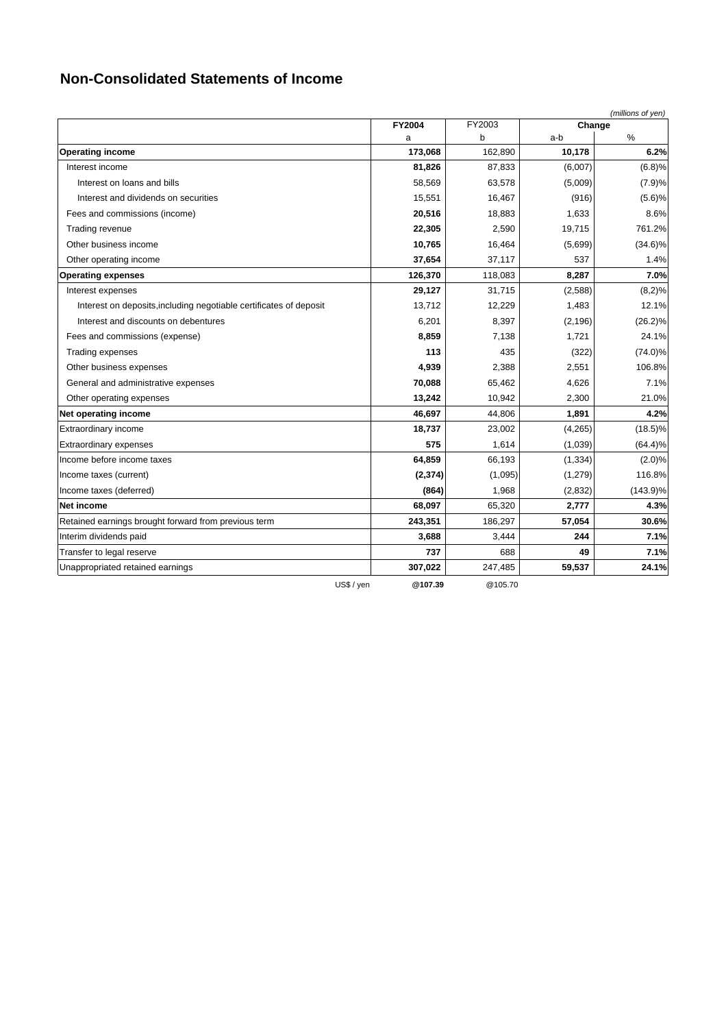# Non-Consolidated Statements of Income

*(millions of yen)*

| | FY2004 | FY2003 | Change | |
|---|---|---|---|---|
| | a | b | a-b | % |
| **Operating income** | **173,068** | 162,890 | **10,178** | **6.2%** |
| Interest income | **81,826** | 87,833 | (6,007) | (6.8)% |
| Interest on loans and bills | 58,569 | 63,578 | (5,009) | (7.9)% |
| Interest and dividends on securities | 15,551 | 16,467 | (916) | (5.6)% |
| Fees and commissions (income) | **20,516** | 18,883 | 1,633 | 8.6% |
| Trading revenue | **22,305** | 2,590 | 19,715 | 761.2% |
| Other business income | **10,765** | 16,464 | (5,699) | (34.6)% |
| Other operating income | **37,654** | 37,117 | 537 | 1.4% |
| **Operating expenses** | **126,370** | 118,083 | **8,287** | **7.0%** |
| Interest expenses | **29,127** | 31,715 | (2,588) | (8,2)% |
| Interest on deposits,including negotiable certificates of deposit | 13,712 | 12,229 | 1,483 | 12.1% |
| Interest and discounts on debentures | 6,201 | 8,397 | (2,196) | (26.2)% |
| Fees and commissions (expense) | **8,859** | 7,138 | 1,721 | 24.1% |
| Trading expenses | **113** | 435 | (322) | (74.0)% |
| Other business expenses | **4,939** | 2,388 | 2,551 | 106.8% |
| General and administrative expenses | **70,088** | 65,462 | 4,626 | 7.1% |
| Other operating expenses | **13,242** | 10,942 | 2,300 | 21.0% |
| **Net operating income** | **46,697** | 44,806 | **1,891** | **4.2%** |
| Extraordinary income | **18,737** | 23,002 | (4,265) | (18.5)% |
| Extraordinary expenses | **575** | 1,614 | (1,039) | (64.4)% |
| Income before income taxes | **64,859** | 66,193 | (1,334) | (2.0)% |
| Income taxes (current) | **(2,374)** | (1,095) | (1,279) | 116.8% |
| Income taxes (deferred) | **(864)** | 1,968 | (2,832) | (143.9)% |
| **Net income** | **68,097** | 65,320 | **2,777** | **4.3%** |
| Retained earnings brought forward from previous term | **243,351** | 186,297 | **57,054** | **30.6%** |
| Interim dividends paid | **3,688** | 3,444 | **244** | **7.1%** |
| Transfer to legal reserve | **737** | 688 | **49** | **7.1%** |
| Unappropriated retained earnings | **307,022** | 247,485 | **59,537** | **24.1%** |
| US$ / yen | **@107.39** | @105.70 | | |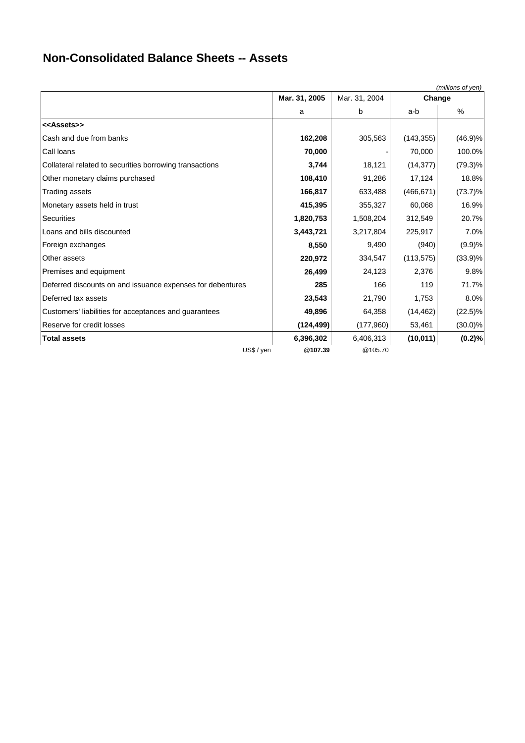# Non-Consolidated Balance Sheets -- Assets

*(millions of yen)*

| | Mar. 31, 2005 | Mar. 31, 2004 | Change | |
|---|---|---|---|---|
| | a | b | a-b | % |
| **<<Assets>>** | | | | |
| Cash and due from banks | **162,208** | 305,563 | (143,355) | (46.9)% |
| Call loans | **70,000** | - | 70,000 | 100.0% |
| Collateral related to securities borrowing transactions | **3,744** | 18,121 | (14,377) | (79.3)% |
| Other monetary claims purchased | **108,410** | 91,286 | 17,124 | 18.8% |
| Trading assets | **166,817** | 633,488 | (466,671) | (73.7)% |
| Monetary assets held in trust | **415,395** | 355,327 | 60,068 | 16.9% |
| Securities | **1,820,753** | 1,508,204 | 312,549 | 20.7% |
| Loans and bills discounted | **3,443,721** | 3,217,804 | 225,917 | 7.0% |
| Foreign exchanges | **8,550** | 9,490 | (940) | (9.9)% |
| Other assets | **220,972** | 334,547 | (113,575) | (33.9)% |
| Premises and equipment | **26,499** | 24,123 | 2,376 | 9.8% |
| Deferred discounts on and issuance expenses for debentures | **285** | 166 | 119 | 71.7% |
| Deferred tax assets | **23,543** | 21,790 | 1,753 | 8.0% |
| Customers' liabilities for acceptances and guarantees | **49,896** | 64,358 | (14,462) | (22.5)% |
| Reserve for credit losses | **(124,499)** | (177,960) | 53,461 | (30.0)% |
| **Total assets** | **6,396,302** | 6,406,313 | **(10,011)** | **(0.2)%** |
| US$ / yen | **@107.39** | @105.70 | | |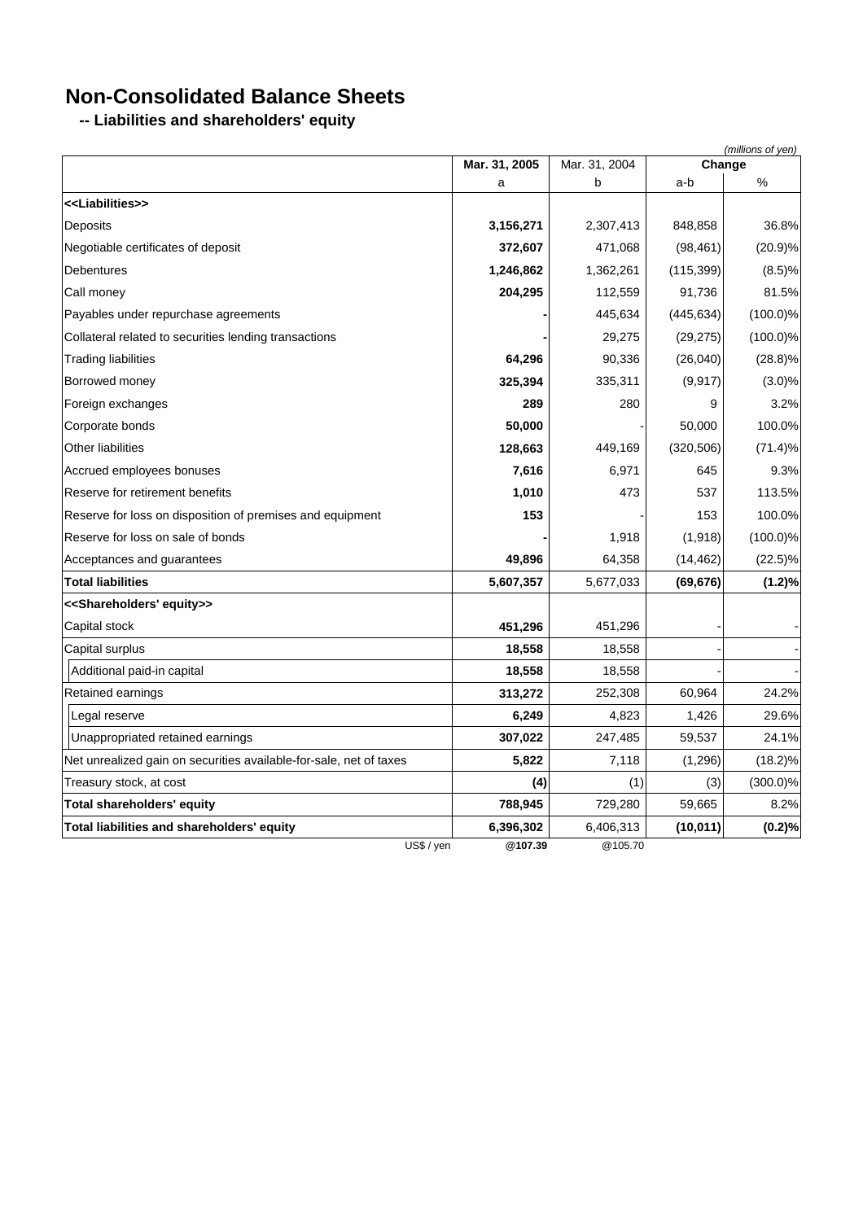# Non-Consolidated Balance Sheets

## -- Liabilities and shareholders' equity

*(millions of yen)*

| | Mar. 31, 2005 | Mar. 31, 2004 | Change | |
|---|---|---|---|---|
| | a | b | a-b | % |
| **<<Liabilities>>** | | | | |
| Deposits | **3,156,271** | 2,307,413 | 848,858 | 36.8% |
| Negotiable certificates of deposit | **372,607** | 471,068 | (98,461) | (20.9)% |
| Debentures | **1,246,862** | 1,362,261 | (115,399) | (8.5)% |
| Call money | **204,295** | 112,559 | 91,736 | 81.5% |
| Payables under repurchase agreements | **-** | 445,634 | (445,634) | (100.0)% |
| Collateral related to securities lending transactions | **-** | 29,275 | (29,275) | (100.0)% |
| Trading liabilities | **64,296** | 90,336 | (26,040) | (28.8)% |
| Borrowed money | **325,394** | 335,311 | (9,917) | (3.0)% |
| Foreign exchanges | **289** | 280 | 9 | 3.2% |
| Corporate bonds | **50,000** | - | 50,000 | 100.0% |
| Other liabilities | **128,663** | 449,169 | (320,506) | (71.4)% |
| Accrued employees bonuses | **7,616** | 6,971 | 645 | 9.3% |
| Reserve for retirement benefits | **1,010** | 473 | 537 | 113.5% |
| Reserve for loss on disposition of premises and equipment | **153** | - | 153 | 100.0% |
| Reserve for loss on sale of bonds | **-** | 1,918 | (1,918) | (100.0)% |
| Acceptances and guarantees | **49,896** | 64,358 | (14,462) | (22.5)% |
| **Total liabilities** | **5,607,357** | 5,677,033 | **(69,676)** | **(1.2)%** |
| **<<Shareholders' equity>>** | | | | |
| Capital stock | **451,296** | 451,296 | - | - |
| Capital surplus | **18,558** | 18,558 | - | - |
| Additional paid-in capital | **18,558** | 18,558 | - | - |
| Retained earnings | **313,272** | 252,308 | 60,964 | 24.2% |
| Legal reserve | **6,249** | 4,823 | 1,426 | 29.6% |
| Unappropriated retained earnings | **307,022** | 247,485 | 59,537 | 24.1% |
| Net unrealized gain on securities available-for-sale, net of taxes | **5,822** | 7,118 | (1,296) | (18.2)% |
| Treasury stock, at cost | **(4)** | (1) | (3) | (300.0)% |
| **Total shareholders' equity** | **788,945** | 729,280 | 59,665 | 8.2% |
| **Total liabilities and shareholders' equity** | **6,396,302** | 6,406,313 | **(10,011)** | **(0.2)%** |
| US$ / yen | **@107.39** | @105.70 | | |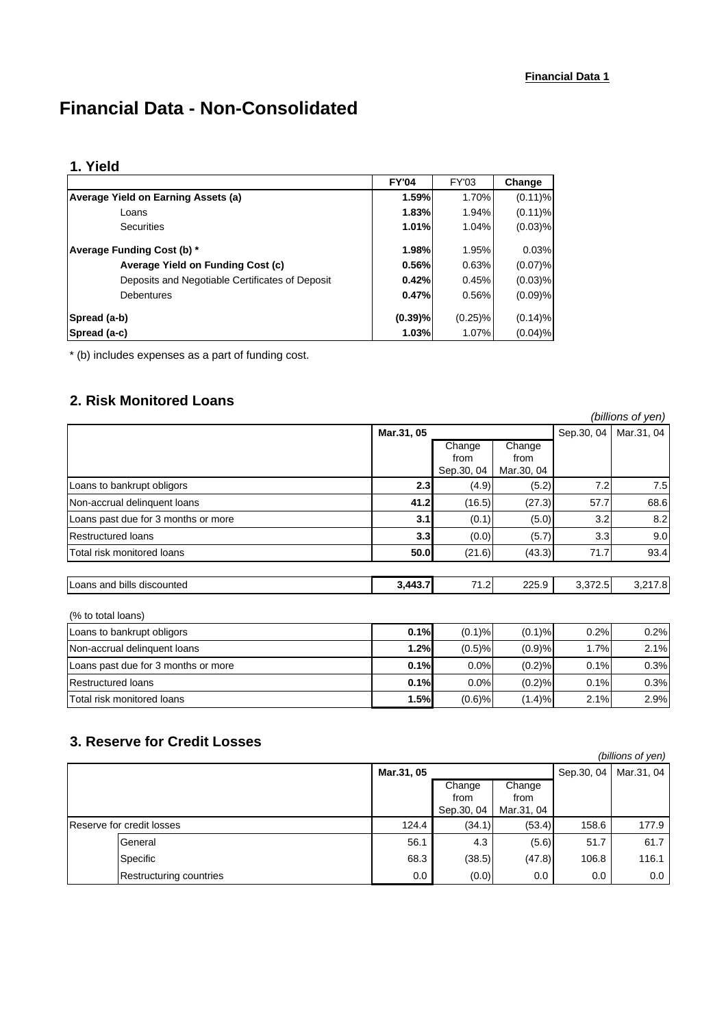**Financial Data 1**

# Financial Data - Non-Consolidated

## 1. Yield

| | FY'04 | FY'03 | Change |
|---|---|---|---|
| **Average Yield on Earning Assets (a)** | **1.59%** | 1.70% | (0.11)% |
| Loans | **1.83%** | 1.94% | (0.11)% |
| Securities | **1.01%** | 1.04% | (0.03)% |
| **Average Funding Cost (b) *** | **1.98%** | 1.95% | 0.03% |
| **Average Yield on Funding Cost (c)** | **0.56%** | 0.63% | (0.07)% |
| Deposits and Negotiable Certificates of Deposit | **0.42%** | 0.45% | (0.03)% |
| Debentures | **0.47%** | 0.56% | (0.09)% |
| **Spread (a-b)** | **(0.39)%** | (0.25)% | (0.14)% |
| **Spread (a-c)** | **1.03%** | 1.07% | (0.04)% |

* (b) includes expenses as a part of funding cost.

## 2. Risk Monitored Loans

*(billions of yen)*

| | Mar.31, 05 | Change from Sep.30, 04 | Change from Mar.30, 04 | Sep.30, 04 | Mar.31, 04 |
|---|---|---|---|---|---|
| Loans to bankrupt obligors | **2.3** | (4.9) | (5.2) | 7.2 | 7.5 |
| Non-accrual delinquent loans | **41.2** | (16.5) | (27.3) | 57.7 | 68.6 |
| Loans past due for 3 months or more | **3.1** | (0.1) | (5.0) | 3.2 | 8.2 |
| Restructured loans | **3.3** | (0.0) | (5.7) | 3.3 | 9.0 |
| Total risk monitored loans | **50.0** | (21.6) | (43.3) | 71.7 | 93.4 |
| Loans and bills discounted | **3,443.7** | 71.2 | 225.9 | 3,372.5 | 3,217.8 |

(% to total loans)

| | Mar.31, 05 | Change from Sep.30, 04 | Change from Mar.30, 04 | Sep.30, 04 | Mar.31, 04 |
|---|---|---|---|---|---|
| Loans to bankrupt obligors | **0.1%** | (0.1)% | (0.1)% | 0.2% | 0.2% |
| Non-accrual delinquent loans | **1.2%** | (0.5)% | (0.9)% | 1.7% | 2.1% |
| Loans past due for 3 months or more | **0.1%** | 0.0% | (0.2)% | 0.1% | 0.3% |
| Restructured loans | **0.1%** | 0.0% | (0.2)% | 0.1% | 0.3% |
| Total risk monitored loans | **1.5%** | (0.6)% | (1.4)% | 2.1% | 2.9% |

## 3. Reserve for Credit Losses

*(billions of yen)*

| | Mar.31, 05 | Change from Sep.30, 04 | Change from Mar.31, 04 | Sep.30, 04 | Mar.31, 04 |
|---|---|---|---|---|---|
| Reserve for credit losses | 124.4 | (34.1) | (53.4) | 158.6 | 177.9 |
| General | 56.1 | 4.3 | (5.6) | 51.7 | 61.7 |
| Specific | 68.3 | (38.5) | (47.8) | 106.8 | 116.1 |
| Restructuring countries | 0.0 | (0.0) | 0.0 | 0.0 | 0.0 |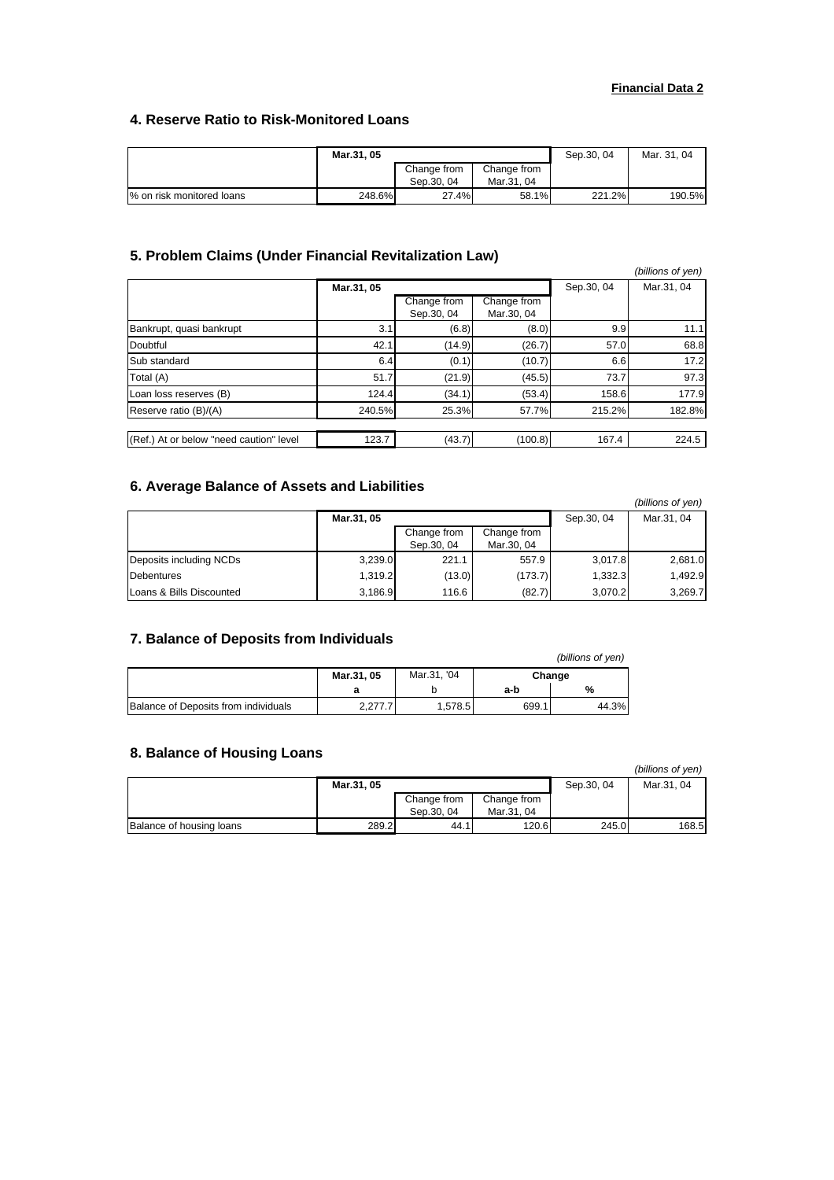**Financial Data 2**

## 4. Reserve Ratio to Risk-Monitored Loans

| | Mar.31, 05 | | | Sep.30, 04 | Mar. 31, 04 |
|---|---|---|---|---|---|
| | | Change from Sep.30, 04 | Change from Mar.31, 04 | | |
| % on risk monitored loans | 248.6% | 27.4% | 58.1% | 221.2% | 190.5% |

## 5. Problem Claims (Under Financial Revitalization Law)

*(billions of yen)*

| | Mar.31, 05 | | | Sep.30, 04 | Mar.31, 04 |
|---|---|---|---|---|---|
| | | Change from Sep.30, 04 | Change from Mar.30, 04 | | |
| Bankrupt, quasi bankrupt | 3.1 | (6.8) | (8.0) | 9.9 | 11.1 |
| Doubtful | 42.1 | (14.9) | (26.7) | 57.0 | 68.8 |
| Sub standard | 6.4 | (0.1) | (10.7) | 6.6 | 17.2 |
| Total (A) | 51.7 | (21.9) | (45.5) | 73.7 | 97.3 |
| Loan loss reserves (B) | 124.4 | (34.1) | (53.4) | 158.6 | 177.9 |
| Reserve ratio (B)/(A) | 240.5% | 25.3% | 57.7% | 215.2% | 182.8% |
| (Ref.) At or below "need caution" level | 123.7 | (43.7) | (100.8) | 167.4 | 224.5 |

## 6. Average Balance of Assets and Liabilities

*(billions of yen)*

| | Mar.31, 05 | | | Sep.30, 04 | Mar.31, 04 |
|---|---|---|---|---|---|
| | | Change from Sep.30, 04 | Change from Mar.30, 04 | | |
| Deposits including NCDs | 3,239.0 | 221.1 | 557.9 | 3,017.8 | 2,681.0 |
| Debentures | 1,319.2 | (13.0) | (173.7) | 1,332.3 | 1,492.9 |
| Loans & Bills Discounted | 3,186.9 | 116.6 | (82.7) | 3,070.2 | 3,269.7 |

## 7. Balance of Deposits from Individuals

*(billions of yen)*

| | Mar.31, 05 | Mar.31, '04 | Change | |
|---|---|---|---|---|
| | a | b | a-b | % |
| Balance of Deposits from individuals | 2,277.7 | 1,578.5 | 699.1 | 44.3% |

## 8. Balance of Housing Loans

*(billions of yen)*

| | Mar.31, 05 | | | Sep.30, 04 | Mar.31, 04 |
|---|---|---|---|---|---|
| | | Change from Sep.30, 04 | Change from Mar.31, 04 | | |
| Balance of housing loans | 289.2 | 44.1 | 120.6 | 245.0 | 168.5 |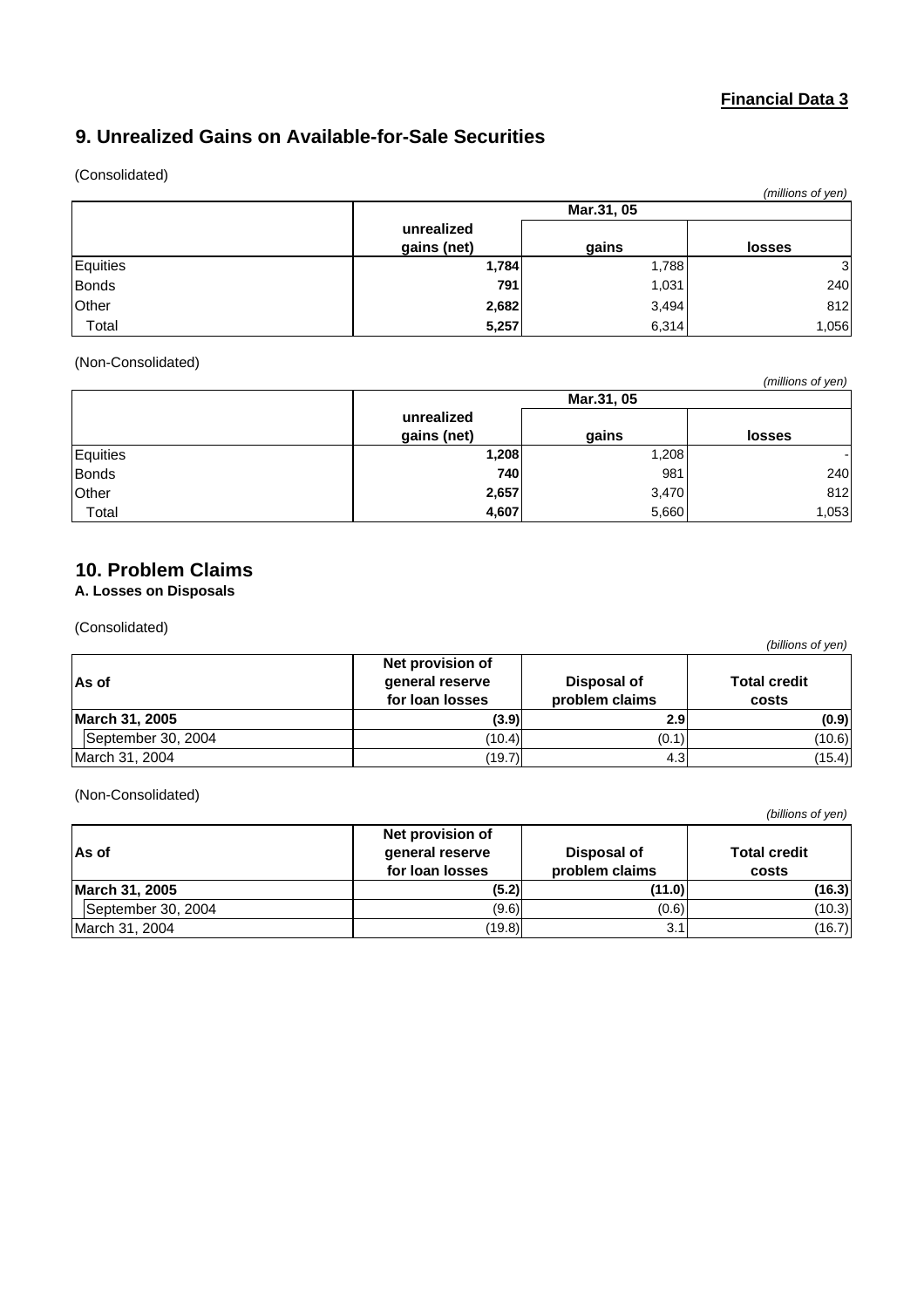**Financial Data 3**

## 9. Unrealized Gains on Available-for-Sale Securities

(Consolidated)

*(millions of yen)*

| | Mar.31, 05 | | |
|---|---|---|---|
| | **unrealized gains (net)** | **gains** | **losses** |
| Equities | **1,784** | 1,788 | 3 |
| Bonds | **791** | 1,031 | 240 |
| Other | **2,682** | 3,494 | 812 |
| Total | **5,257** | 6,314 | 1,056 |

(Non-Consolidated)

*(millions of yen)*

| | Mar.31, 05 | | |
|---|---|---|---|
| | **unrealized gains (net)** | **gains** | **losses** |
| Equities | **1,208** | 1,208 | - |
| Bonds | **740** | 981 | 240 |
| Other | **2,657** | 3,470 | 812 |
| Total | **4,607** | 5,660 | 1,053 |

## 10. Problem Claims

### A. Losses on Disposals

(Consolidated)

*(billions of yen)*

| As of | Net provision of general reserve for loan losses | Disposal of problem claims | Total credit costs |
|---|---|---|---|
| **March 31, 2005** | **(3.9)** | **2.9** | **(0.9)** |
| September 30, 2004 | (10.4) | (0.1) | (10.6) |
| March 31, 2004 | (19.7) | 4.3 | (15.4) |

(Non-Consolidated)

*(billions of yen)*

| As of | Net provision of general reserve for loan losses | Disposal of problem claims | Total credit costs |
|---|---|---|---|
| **March 31, 2005** | **(5.2)** | **(11.0)** | **(16.3)** |
| September 30, 2004 | (9.6) | (0.6) | (10.3) |
| March 31, 2004 | (19.8) | 3.1 | (16.7) |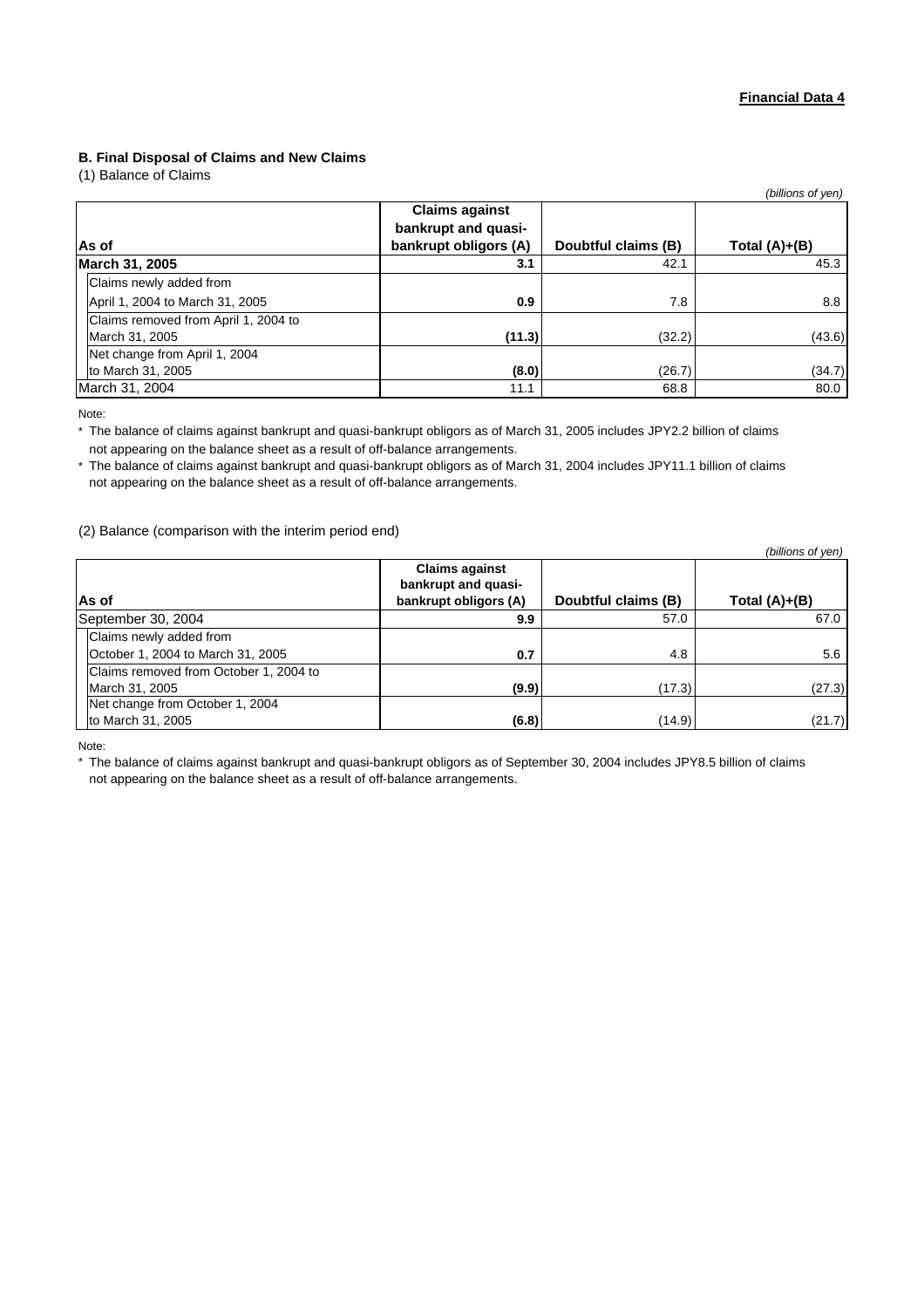**Financial Data 4**

### B. Final Disposal of Claims and New Claims

(1) Balance of Claims

*(billions of yen)*

| As of | Claims against bankrupt and quasi-bankrupt obligors (A) | Doubtful claims (B) | Total (A)+(B) |
|---|---|---|---|
| **March 31, 2005** | **3.1** | 42.1 | 45.3 |
| Claims newly added from April 1, 2004 to March 31, 2005 | **0.9** | 7.8 | 8.8 |
| Claims removed from April 1, 2004 to March 31, 2005 | **(11.3)** | (32.2) | (43.6) |
| Net change from April 1, 2004 to March 31, 2005 | **(8.0)** | (26.7) | (34.7) |
| March 31, 2004 | 11.1 | 68.8 | 80.0 |

Note:

* The balance of claims against bankrupt and quasi-bankrupt obligors as of March 31, 2005 includes JPY2.2 billion of claims not appearing on the balance sheet as a result of off-balance arrangements.
* The balance of claims against bankrupt and quasi-bankrupt obligors as of March 31, 2004 includes JPY11.1 billion of claims not appearing on the balance sheet as a result of off-balance arrangements.

(2) Balance (comparison with the interim period end)

*(billions of yen)*

| As of | Claims against bankrupt and quasi-bankrupt obligors (A) | Doubtful claims (B) | Total (A)+(B) |
|---|---|---|---|
| September 30, 2004 | **9.9** | 57.0 | 67.0 |
| Claims newly added from October 1, 2004 to March 31, 2005 | **0.7** | 4.8 | 5.6 |
| Claims removed from October 1, 2004 to March 31, 2005 | **(9.9)** | (17.3) | (27.3) |
| Net change from October 1, 2004 to March 31, 2005 | **(6.8)** | (14.9) | (21.7) |

Note:

* The balance of claims against bankrupt and quasi-bankrupt obligors as of September 30, 2004 includes JPY8.5 billion of claims not appearing on the balance sheet as a result of off-balance arrangements.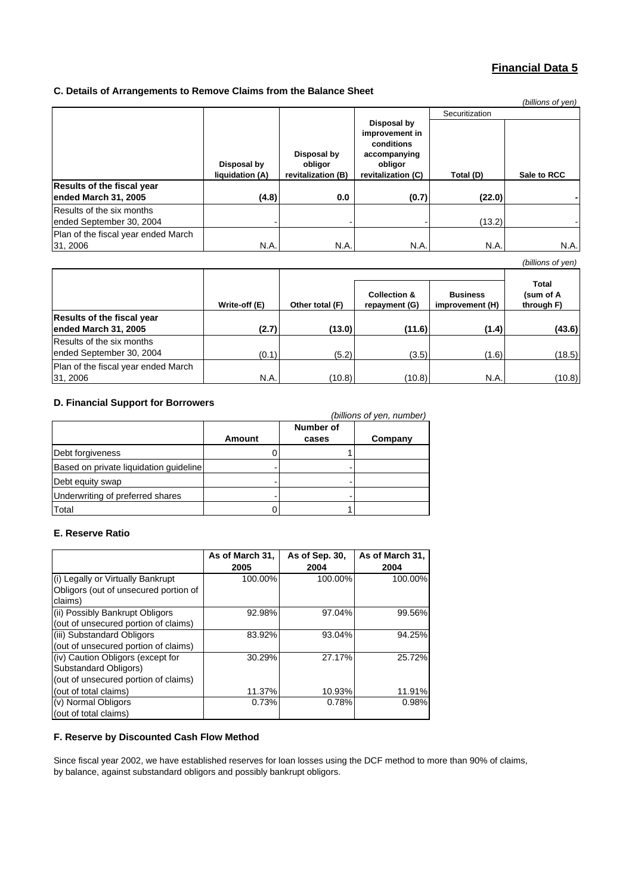# Financial Data 5

## C. Details of Arrangements to Remove Claims from the Balance Sheet

*(billions of yen)*

| | Disposal by liquidation (A) | Disposal by obligor revitalization (B) | Disposal by improvement in conditions accompanying obligor revitalization (C) | Securitization Total (D) | Securitization Sale to RCC |
|---|---|---|---|---|---|
| **Results of the fiscal year ended March 31, 2005** | **(4.8)** | **0.0** | **(0.7)** | **(22.0)** | **-** |
| Results of the six months ended September 30, 2004 | - | - | - | (13.2) | - |
| Plan of the fiscal year ended March 31, 2006 | N.A. | N.A. | N.A. | N.A. | N.A. |

*(billions of yen)*

| | Write-off (E) | Other total (F) | Collection & repayment (G) | Business improvement (H) | Total (sum of A through F) |
|---|---|---|---|---|---|
| **Results of the fiscal year ended March 31, 2005** | **(2.7)** | **(13.0)** | **(11.6)** | **(1.4)** | **(43.6)** |
| Results of the six months ended September 30, 2004 | (0.1) | (5.2) | (3.5) | (1.6) | (18.5) |
| Plan of the fiscal year ended March 31, 2006 | N.A. | (10.8) | (10.8) | N.A. | (10.8) |

## D. Financial Support for Borrowers

*(billions of yen, number)*

| | Amount | Number of cases | Company |
|---|---|---|---|
| Debt forgiveness | 0 | 1 | |
| Based on private liquidation guideline | - | - | |
| Debt equity swap | - | - | |
| Underwriting of preferred shares | - | - | |
| Total | 0 | 1 | |

## E. Reserve Ratio

| | As of March 31, 2005 | As of Sep. 30, 2004 | As of March 31, 2004 |
|---|---|---|---|
| (i) Legally or Virtually Bankrupt Obligors (out of unsecured portion of claims) | 100.00% | 100.00% | 100.00% |
| (ii) Possibly Bankrupt Obligors (out of unsecured portion of claims) | 92.98% | 97.04% | 99.56% |
| (iii) Substandard Obligors (out of unsecured portion of claims) | 83.92% | 93.04% | 94.25% |
| (iv) Caution Obligors (except for Substandard Obligors) (out of unsecured portion of claims) | 30.29% | 27.17% | 25.72% |
| (out of total claims) | 11.37% | 10.93% | 11.91% |
| (v) Normal Obligors (out of total claims) | 0.73% | 0.78% | 0.98% |

## F. Reserve by Discounted Cash Flow Method

Since fiscal year 2002, we have established reserves for loan losses using the DCF method to more than 90% of claims, by balance, against substandard obligors and possibly bankrupt obligors.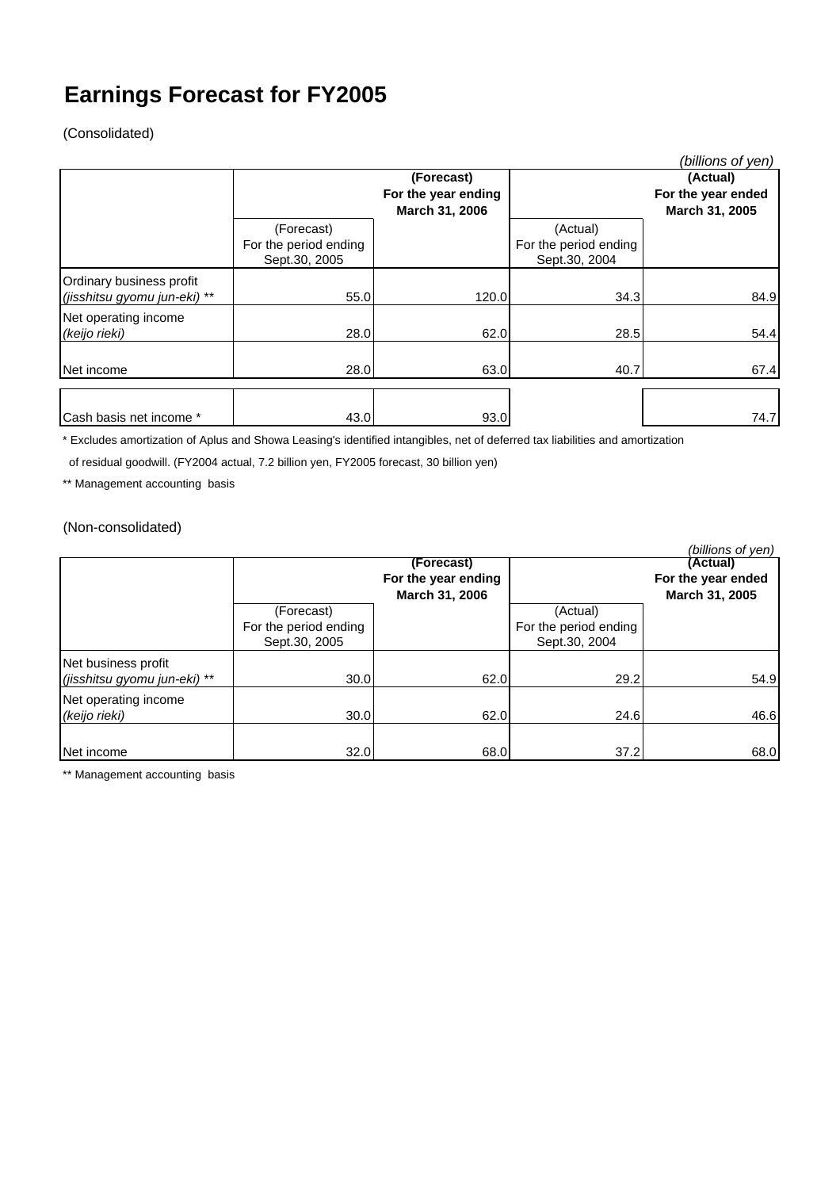# Earnings Forecast for FY2005

(Consolidated)

*(billions of yen)*

| | (Forecast) For the year ending March 31, 2006 | | (Actual) For the year ended March 31, 2005 | |
|---|---|---|---|---|
| | (Forecast) For the period ending Sept.30, 2005 | | (Actual) For the period ending Sept.30, 2004 | |
| Ordinary business profit *(jisshitsu gyomu jun-eki)* ** | 55.0 | 120.0 | 34.3 | 84.9 |
| Net operating income *(keijo rieki)* | 28.0 | 62.0 | 28.5 | 54.4 |
| Net income | 28.0 | 63.0 | 40.7 | 67.4 |
| Cash basis net income * | 43.0 | 93.0 | | 74.7 |

* Excludes amortization of Aplus and Showa Leasing's identified intangibles, net of deferred tax liabilities and amortization of residual goodwill. (FY2004 actual, 7.2 billion yen, FY2005 forecast, 30 billion yen)

** Management accounting basis

(Non-consolidated)

*(billions of yen)*

| | (Forecast) For the year ending March 31, 2006 | | (Actual) For the year ended March 31, 2005 | |
|---|---|---|---|---|
| | (Forecast) For the period ending Sept.30, 2005 | | (Actual) For the period ending Sept.30, 2004 | |
| Net business profit *(jisshitsu gyomu jun-eki)* ** | 30.0 | 62.0 | 29.2 | 54.9 |
| Net operating income *(keijo rieki)* | 30.0 | 62.0 | 24.6 | 46.6 |
| Net income | 32.0 | 68.0 | 37.2 | 68.0 |

** Management accounting basis